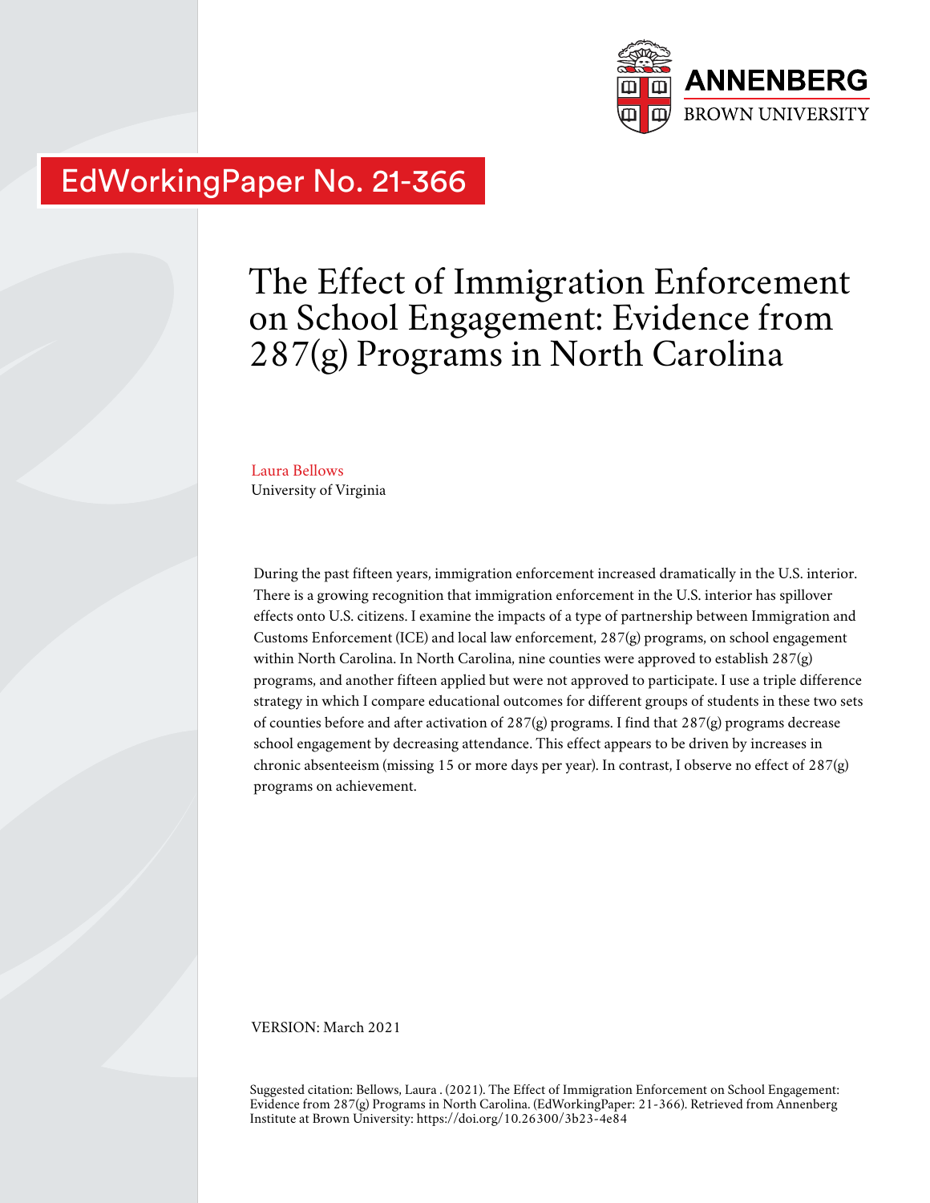ANNENBERG
BROWN UNIVERSITY

EdWorkingPaper No. 21-366

# The Effect of Immigration Enforcement on School Engagement: Evidence from 287(g) Programs in North Carolina

Laura Bellows
University of Virginia

During the past fifteen years, immigration enforcement increased dramatically in the U.S. interior. There is a growing recognition that immigration enforcement in the U.S. interior has spillover effects onto U.S. citizens. I examine the impacts of a type of partnership between Immigration and Customs Enforcement (ICE) and local law enforcement, 287(g) programs, on school engagement within North Carolina. In North Carolina, nine counties were approved to establish 287(g) programs, and another fifteen applied but were not approved to participate. I use a triple difference strategy in which I compare educational outcomes for different groups of students in these two sets of counties before and after activation of 287(g) programs. I find that 287(g) programs decrease school engagement by decreasing attendance. This effect appears to be driven by increases in chronic absenteeism (missing 15 or more days per year). In contrast, I observe no effect of 287(g) programs on achievement.

VERSION: March 2021

Suggested citation: Bellows, Laura . (2021). The Effect of Immigration Enforcement on School Engagement: Evidence from 287(g) Programs in North Carolina. (EdWorkingPaper: 21-366). Retrieved from Annenberg Institute at Brown University: https://doi.org/10.26300/3b23-4e84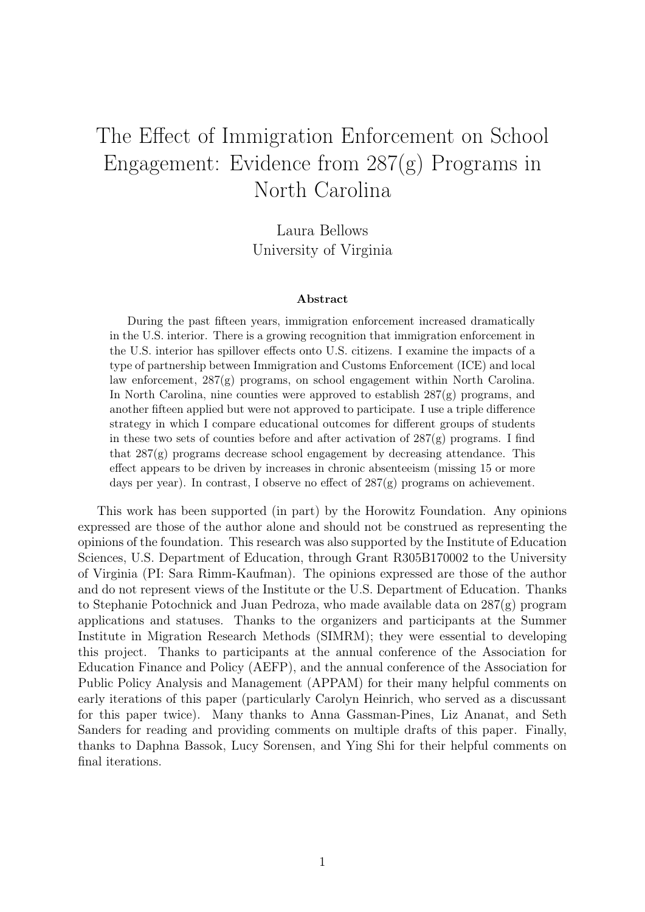# The Effect of Immigration Enforcement on School Engagement: Evidence from 287(g) Programs in North Carolina

Laura Bellows
University of Virginia

### Abstract

During the past fifteen years, immigration enforcement increased dramatically in the U.S. interior. There is a growing recognition that immigration enforcement in the U.S. interior has spillover effects onto U.S. citizens. I examine the impacts of a type of partnership between Immigration and Customs Enforcement (ICE) and local law enforcement, 287(g) programs, on school engagement within North Carolina. In North Carolina, nine counties were approved to establish 287(g) programs, and another fifteen applied but were not approved to participate. I use a triple difference strategy in which I compare educational outcomes for different groups of students in these two sets of counties before and after activation of 287(g) programs. I find that 287(g) programs decrease school engagement by decreasing attendance. This effect appears to be driven by increases in chronic absenteeism (missing 15 or more days per year). In contrast, I observe no effect of 287(g) programs on achievement.

This work has been supported (in part) by the Horowitz Foundation. Any opinions expressed are those of the author alone and should not be construed as representing the opinions of the foundation. This research was also supported by the Institute of Education Sciences, U.S. Department of Education, through Grant R305B170002 to the University of Virginia (PI: Sara Rimm-Kaufman). The opinions expressed are those of the author and do not represent views of the Institute or the U.S. Department of Education. Thanks to Stephanie Potochnick and Juan Pedroza, who made available data on 287(g) program applications and statuses. Thanks to the organizers and participants at the Summer Institute in Migration Research Methods (SIMRM); they were essential to developing this project. Thanks to participants at the annual conference of the Association for Education Finance and Policy (AEFP), and the annual conference of the Association for Public Policy Analysis and Management (APPAM) for their many helpful comments on early iterations of this paper (particularly Carolyn Heinrich, who served as a discussant for this paper twice). Many thanks to Anna Gassman-Pines, Liz Ananat, and Seth Sanders for reading and providing comments on multiple drafts of this paper. Finally, thanks to Daphna Bassok, Lucy Sorensen, and Ying Shi for their helpful comments on final iterations.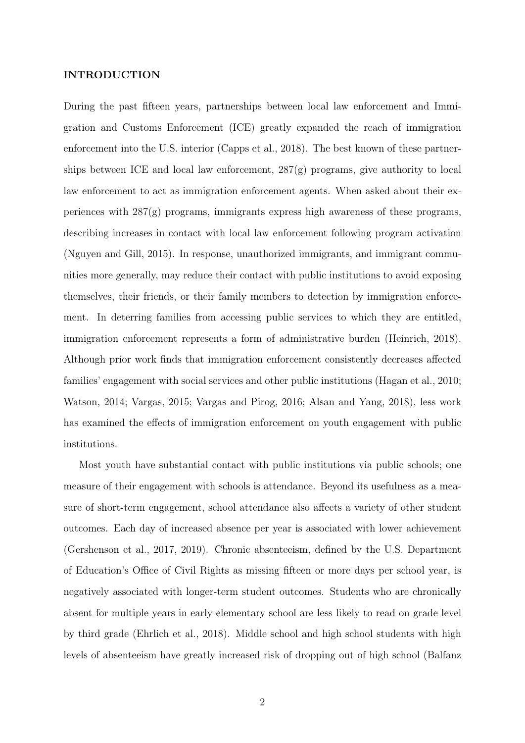## INTRODUCTION

During the past fifteen years, partnerships between local law enforcement and Immigration and Customs Enforcement (ICE) greatly expanded the reach of immigration enforcement into the U.S. interior (Capps et al., 2018). The best known of these partnerships between ICE and local law enforcement, 287(g) programs, give authority to local law enforcement to act as immigration enforcement agents. When asked about their experiences with 287(g) programs, immigrants express high awareness of these programs, describing increases in contact with local law enforcement following program activation (Nguyen and Gill, 2015). In response, unauthorized immigrants, and immigrant communities more generally, may reduce their contact with public institutions to avoid exposing themselves, their friends, or their family members to detection by immigration enforcement. In deterring families from accessing public services to which they are entitled, immigration enforcement represents a form of administrative burden (Heinrich, 2018). Although prior work finds that immigration enforcement consistently decreases affected families' engagement with social services and other public institutions (Hagan et al., 2010; Watson, 2014; Vargas, 2015; Vargas and Pirog, 2016; Alsan and Yang, 2018), less work has examined the effects of immigration enforcement on youth engagement with public institutions.

Most youth have substantial contact with public institutions via public schools; one measure of their engagement with schools is attendance. Beyond its usefulness as a measure of short-term engagement, school attendance also affects a variety of other student outcomes. Each day of increased absence per year is associated with lower achievement (Gershenson et al., 2017, 2019). Chronic absenteeism, defined by the U.S. Department of Education's Office of Civil Rights as missing fifteen or more days per school year, is negatively associated with longer-term student outcomes. Students who are chronically absent for multiple years in early elementary school are less likely to read on grade level by third grade (Ehrlich et al., 2018). Middle school and high school students with high levels of absenteeism have greatly increased risk of dropping out of high school (Balfanz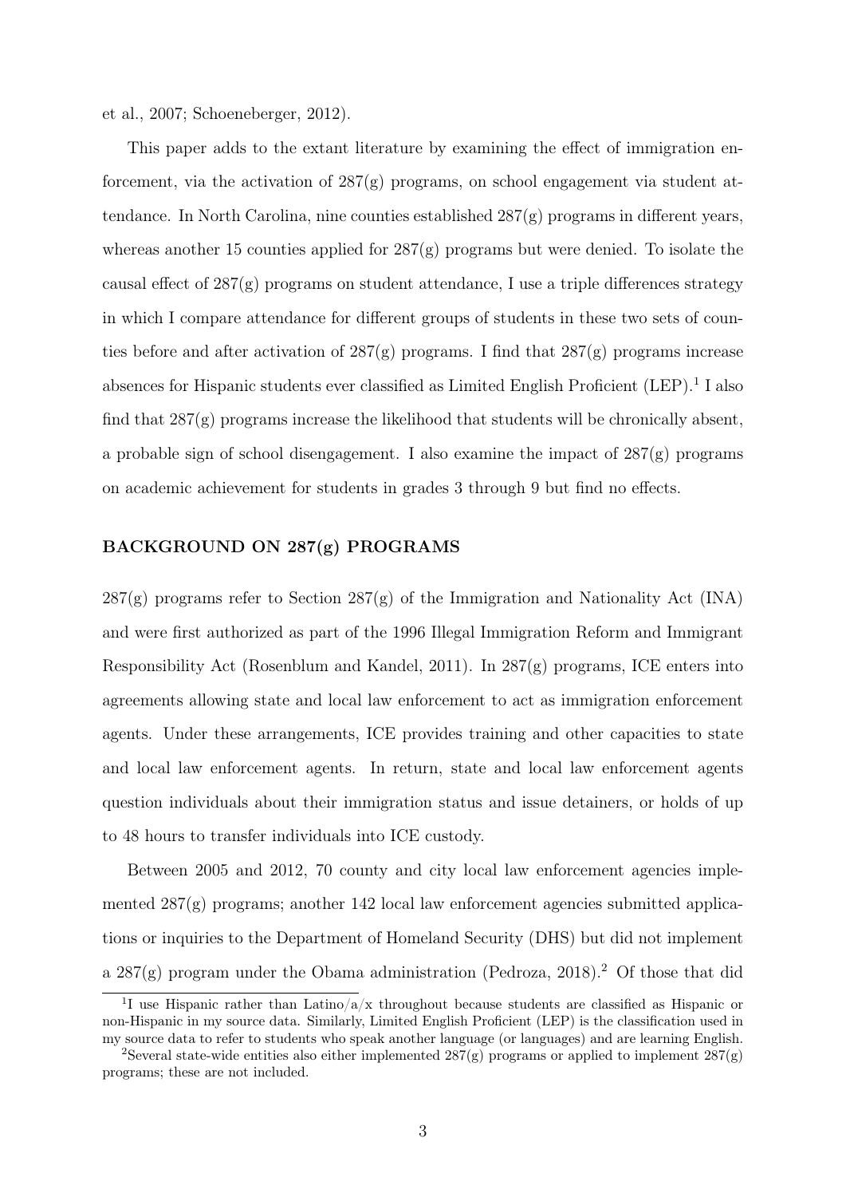et al., 2007; Schoeneberger, 2012).

This paper adds to the extant literature by examining the effect of immigration enforcement, via the activation of 287(g) programs, on school engagement via student attendance. In North Carolina, nine counties established 287(g) programs in different years, whereas another 15 counties applied for 287(g) programs but were denied. To isolate the causal effect of 287(g) programs on student attendance, I use a triple differences strategy in which I compare attendance for different groups of students in these two sets of counties before and after activation of 287(g) programs. I find that 287(g) programs increase absences for Hispanic students ever classified as Limited English Proficient (LEP).[1] I also find that 287(g) programs increase the likelihood that students will be chronically absent, a probable sign of school disengagement. I also examine the impact of 287(g) programs on academic achievement for students in grades 3 through 9 but find no effects.

## BACKGROUND ON 287(g) PROGRAMS

287(g) programs refer to Section 287(g) of the Immigration and Nationality Act (INA) and were first authorized as part of the 1996 Illegal Immigration Reform and Immigrant Responsibility Act (Rosenblum and Kandel, 2011). In 287(g) programs, ICE enters into agreements allowing state and local law enforcement to act as immigration enforcement agents. Under these arrangements, ICE provides training and other capacities to state and local law enforcement agents. In return, state and local law enforcement agents question individuals about their immigration status and issue detainers, or holds of up to 48 hours to transfer individuals into ICE custody.

Between 2005 and 2012, 70 county and city local law enforcement agencies implemented 287(g) programs; another 142 local law enforcement agencies submitted applications or inquiries to the Department of Homeland Security (DHS) but did not implement a 287(g) program under the Obama administration (Pedroza, 2018).[2] Of those that did

[1] I use Hispanic rather than Latino/a/x throughout because students are classified as Hispanic or non-Hispanic in my source data. Similarly, Limited English Proficient (LEP) is the classification used in my source data to refer to students who speak another language (or languages) and are learning English.

[2] Several state-wide entities also either implemented 287(g) programs or applied to implement 287(g) programs; these are not included.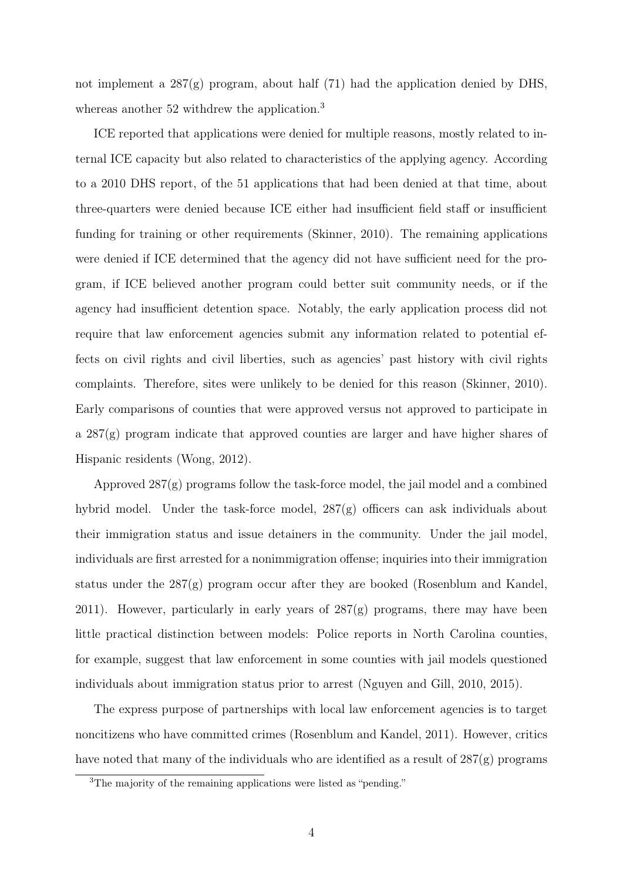not implement a 287(g) program, about half (71) had the application denied by DHS, whereas another 52 withdrew the application.[3]

ICE reported that applications were denied for multiple reasons, mostly related to internal ICE capacity but also related to characteristics of the applying agency. According to a 2010 DHS report, of the 51 applications that had been denied at that time, about three-quarters were denied because ICE either had insufficient field staff or insufficient funding for training or other requirements (Skinner, 2010). The remaining applications were denied if ICE determined that the agency did not have sufficient need for the program, if ICE believed another program could better suit community needs, or if the agency had insufficient detention space. Notably, the early application process did not require that law enforcement agencies submit any information related to potential effects on civil rights and civil liberties, such as agencies' past history with civil rights complaints. Therefore, sites were unlikely to be denied for this reason (Skinner, 2010). Early comparisons of counties that were approved versus not approved to participate in a 287(g) program indicate that approved counties are larger and have higher shares of Hispanic residents (Wong, 2012).

Approved 287(g) programs follow the task-force model, the jail model and a combined hybrid model. Under the task-force model, 287(g) officers can ask individuals about their immigration status and issue detainers in the community. Under the jail model, individuals are first arrested for a nonimmigration offense; inquiries into their immigration status under the 287(g) program occur after they are booked (Rosenblum and Kandel, 2011). However, particularly in early years of 287(g) programs, there may have been little practical distinction between models: Police reports in North Carolina counties, for example, suggest that law enforcement in some counties with jail models questioned individuals about immigration status prior to arrest (Nguyen and Gill, 2010, 2015).

The express purpose of partnerships with local law enforcement agencies is to target noncitizens who have committed crimes (Rosenblum and Kandel, 2011). However, critics have noted that many of the individuals who are identified as a result of 287(g) programs

[3] The majority of the remaining applications were listed as "pending."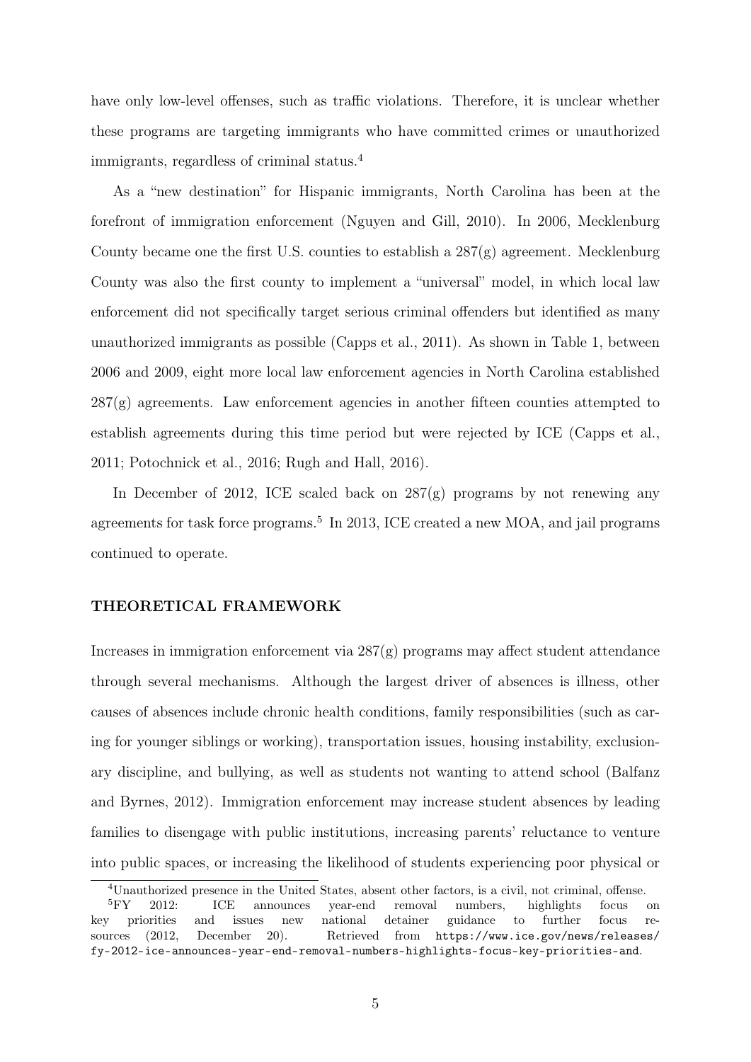have only low-level offenses, such as traffic violations. Therefore, it is unclear whether these programs are targeting immigrants who have committed crimes or unauthorized immigrants, regardless of criminal status.[4]

As a "new destination" for Hispanic immigrants, North Carolina has been at the forefront of immigration enforcement (Nguyen and Gill, 2010). In 2006, Mecklenburg County became one the first U.S. counties to establish a 287(g) agreement. Mecklenburg County was also the first county to implement a "universal" model, in which local law enforcement did not specifically target serious criminal offenders but identified as many unauthorized immigrants as possible (Capps et al., 2011). As shown in Table 1, between 2006 and 2009, eight more local law enforcement agencies in North Carolina established 287(g) agreements. Law enforcement agencies in another fifteen counties attempted to establish agreements during this time period but were rejected by ICE (Capps et al., 2011; Potochnick et al., 2016; Rugh and Hall, 2016).

In December of 2012, ICE scaled back on 287(g) programs by not renewing any agreements for task force programs.[5] In 2013, ICE created a new MOA, and jail programs continued to operate.

## THEORETICAL FRAMEWORK

Increases in immigration enforcement via 287(g) programs may affect student attendance through several mechanisms. Although the largest driver of absences is illness, other causes of absences include chronic health conditions, family responsibilities (such as caring for younger siblings or working), transportation issues, housing instability, exclusionary discipline, and bullying, as well as students not wanting to attend school (Balfanz and Byrnes, 2012). Immigration enforcement may increase student absences by leading families to disengage with public institutions, increasing parents' reluctance to venture into public spaces, or increasing the likelihood of students experiencing poor physical or

[4] Unauthorized presence in the United States, absent other factors, is a civil, not criminal, offense.

[5] FY 2012: ICE announces year-end removal numbers, highlights focus on key priorities and issues new national detainer guidance to further focus resources (2012, December 20). Retrieved from https://www.ice.gov/news/releases/fy-2012-ice-announces-year-end-removal-numbers-highlights-focus-key-priorities-and.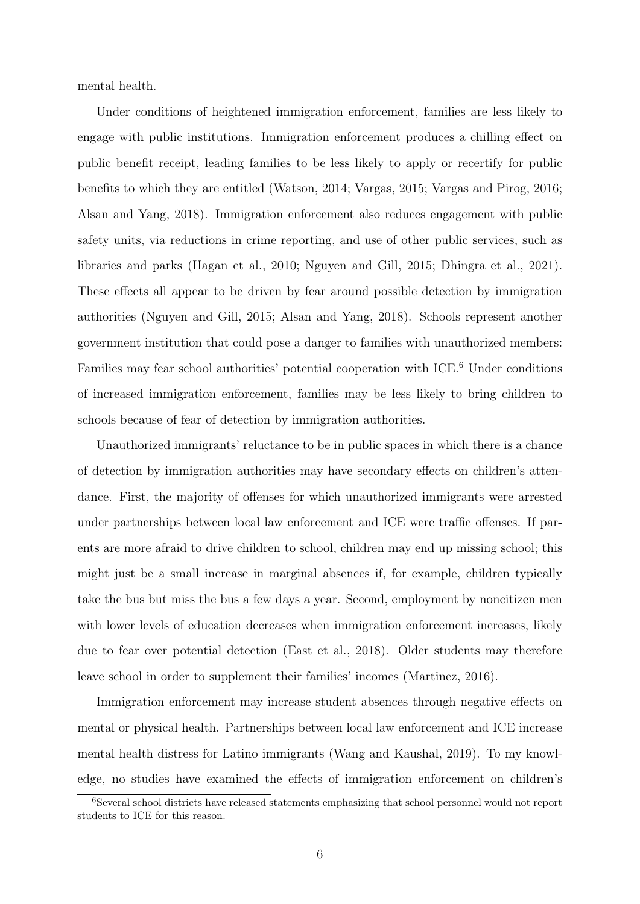mental health.

Under conditions of heightened immigration enforcement, families are less likely to engage with public institutions. Immigration enforcement produces a chilling effect on public benefit receipt, leading families to be less likely to apply or recertify for public benefits to which they are entitled (Watson, 2014; Vargas, 2015; Vargas and Pirog, 2016; Alsan and Yang, 2018). Immigration enforcement also reduces engagement with public safety units, via reductions in crime reporting, and use of other public services, such as libraries and parks (Hagan et al., 2010; Nguyen and Gill, 2015; Dhingra et al., 2021). These effects all appear to be driven by fear around possible detection by immigration authorities (Nguyen and Gill, 2015; Alsan and Yang, 2018). Schools represent another government institution that could pose a danger to families with unauthorized members: Families may fear school authorities' potential cooperation with ICE.[6] Under conditions of increased immigration enforcement, families may be less likely to bring children to schools because of fear of detection by immigration authorities.

Unauthorized immigrants' reluctance to be in public spaces in which there is a chance of detection by immigration authorities may have secondary effects on children's attendance. First, the majority of offenses for which unauthorized immigrants were arrested under partnerships between local law enforcement and ICE were traffic offenses. If parents are more afraid to drive children to school, children may end up missing school; this might just be a small increase in marginal absences if, for example, children typically take the bus but miss the bus a few days a year. Second, employment by noncitizen men with lower levels of education decreases when immigration enforcement increases, likely due to fear over potential detection (East et al., 2018). Older students may therefore leave school in order to supplement their families' incomes (Martinez, 2016).

Immigration enforcement may increase student absences through negative effects on mental or physical health. Partnerships between local law enforcement and ICE increase mental health distress for Latino immigrants (Wang and Kaushal, 2019). To my knowledge, no studies have examined the effects of immigration enforcement on children's

[6] Several school districts have released statements emphasizing that school personnel would not report students to ICE for this reason.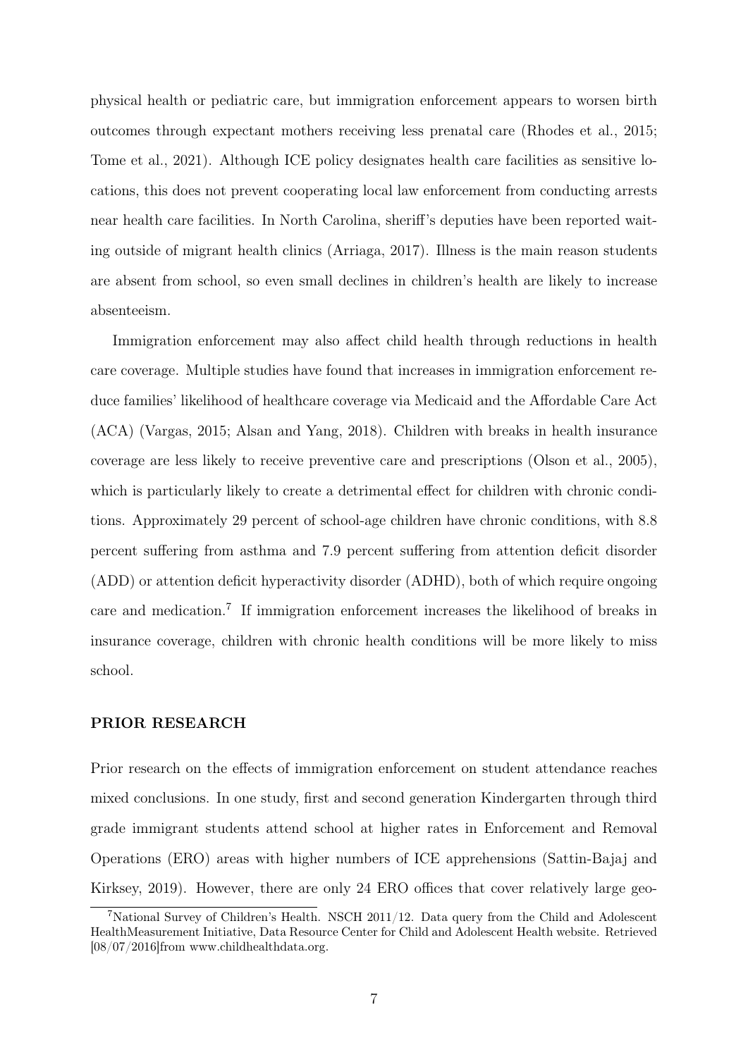physical health or pediatric care, but immigration enforcement appears to worsen birth outcomes through expectant mothers receiving less prenatal care (Rhodes et al., 2015; Tome et al., 2021). Although ICE policy designates health care facilities as sensitive locations, this does not prevent cooperating local law enforcement from conducting arrests near health care facilities. In North Carolina, sheriff's deputies have been reported waiting outside of migrant health clinics (Arriaga, 2017). Illness is the main reason students are absent from school, so even small declines in children's health are likely to increase absenteeism.

Immigration enforcement may also affect child health through reductions in health care coverage. Multiple studies have found that increases in immigration enforcement reduce families' likelihood of healthcare coverage via Medicaid and the Affordable Care Act (ACA) (Vargas, 2015; Alsan and Yang, 2018). Children with breaks in health insurance coverage are less likely to receive preventive care and prescriptions (Olson et al., 2005), which is particularly likely to create a detrimental effect for children with chronic conditions. Approximately 29 percent of school-age children have chronic conditions, with 8.8 percent suffering from asthma and 7.9 percent suffering from attention deficit disorder (ADD) or attention deficit hyperactivity disorder (ADHD), both of which require ongoing care and medication.[7] If immigration enforcement increases the likelihood of breaks in insurance coverage, children with chronic health conditions will be more likely to miss school.

## PRIOR RESEARCH

Prior research on the effects of immigration enforcement on student attendance reaches mixed conclusions. In one study, first and second generation Kindergarten through third grade immigrant students attend school at higher rates in Enforcement and Removal Operations (ERO) areas with higher numbers of ICE apprehensions (Sattin-Bajaj and Kirksey, 2019). However, there are only 24 ERO offices that cover relatively large geo-

[7] National Survey of Children's Health. NSCH 2011/12. Data query from the Child and Adolescent HealthMeasurement Initiative, Data Resource Center for Child and Adolescent Health website. Retrieved [08/07/2016]from www.childhealthdata.org.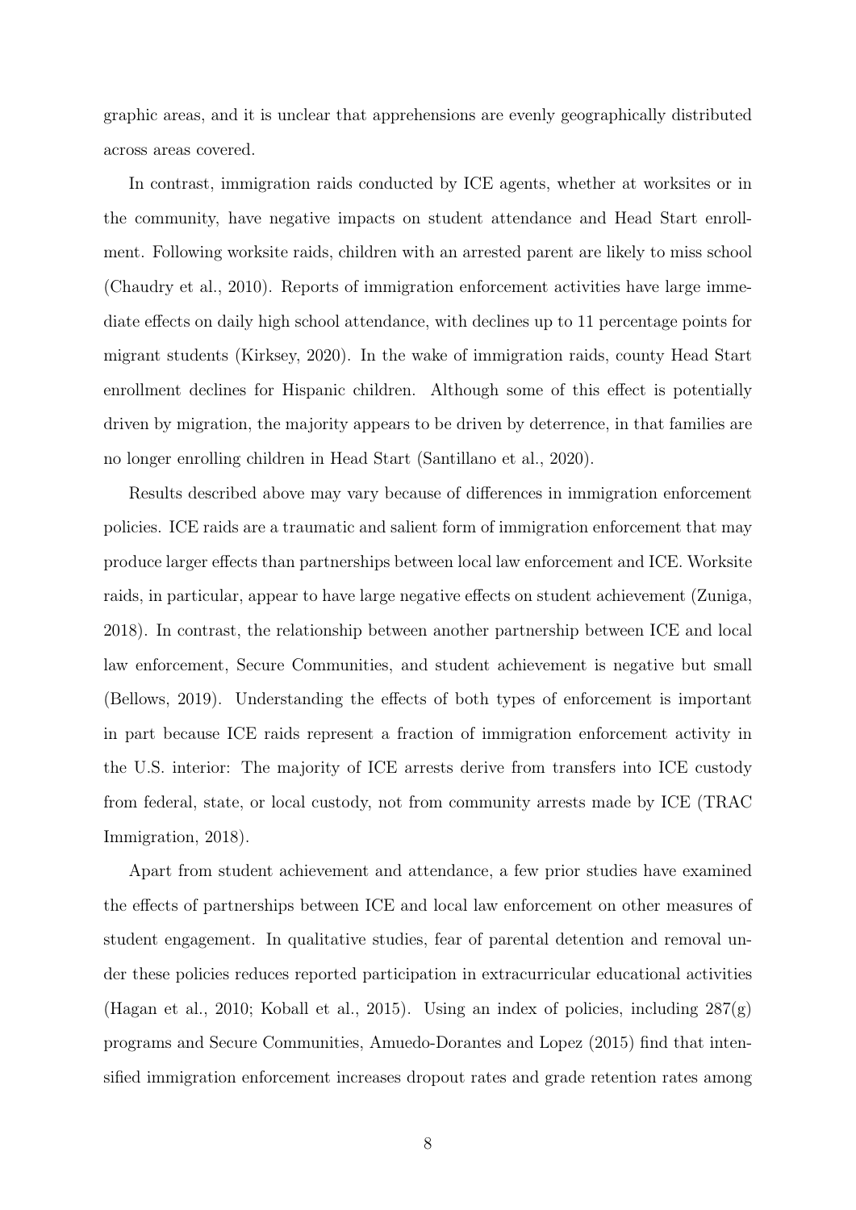graphic areas, and it is unclear that apprehensions are evenly geographically distributed across areas covered.

In contrast, immigration raids conducted by ICE agents, whether at worksites or in the community, have negative impacts on student attendance and Head Start enrollment. Following worksite raids, children with an arrested parent are likely to miss school (Chaudry et al., 2010). Reports of immigration enforcement activities have large immediate effects on daily high school attendance, with declines up to 11 percentage points for migrant students (Kirksey, 2020). In the wake of immigration raids, county Head Start enrollment declines for Hispanic children. Although some of this effect is potentially driven by migration, the majority appears to be driven by deterrence, in that families are no longer enrolling children in Head Start (Santillano et al., 2020).

Results described above may vary because of differences in immigration enforcement policies. ICE raids are a traumatic and salient form of immigration enforcement that may produce larger effects than partnerships between local law enforcement and ICE. Worksite raids, in particular, appear to have large negative effects on student achievement (Zuniga, 2018). In contrast, the relationship between another partnership between ICE and local law enforcement, Secure Communities, and student achievement is negative but small (Bellows, 2019). Understanding the effects of both types of enforcement is important in part because ICE raids represent a fraction of immigration enforcement activity in the U.S. interior: The majority of ICE arrests derive from transfers into ICE custody from federal, state, or local custody, not from community arrests made by ICE (TRAC Immigration, 2018).

Apart from student achievement and attendance, a few prior studies have examined the effects of partnerships between ICE and local law enforcement on other measures of student engagement. In qualitative studies, fear of parental detention and removal under these policies reduces reported participation in extracurricular educational activities (Hagan et al., 2010; Koball et al., 2015). Using an index of policies, including 287(g) programs and Secure Communities, Amuedo-Dorantes and Lopez (2015) find that intensified immigration enforcement increases dropout rates and grade retention rates among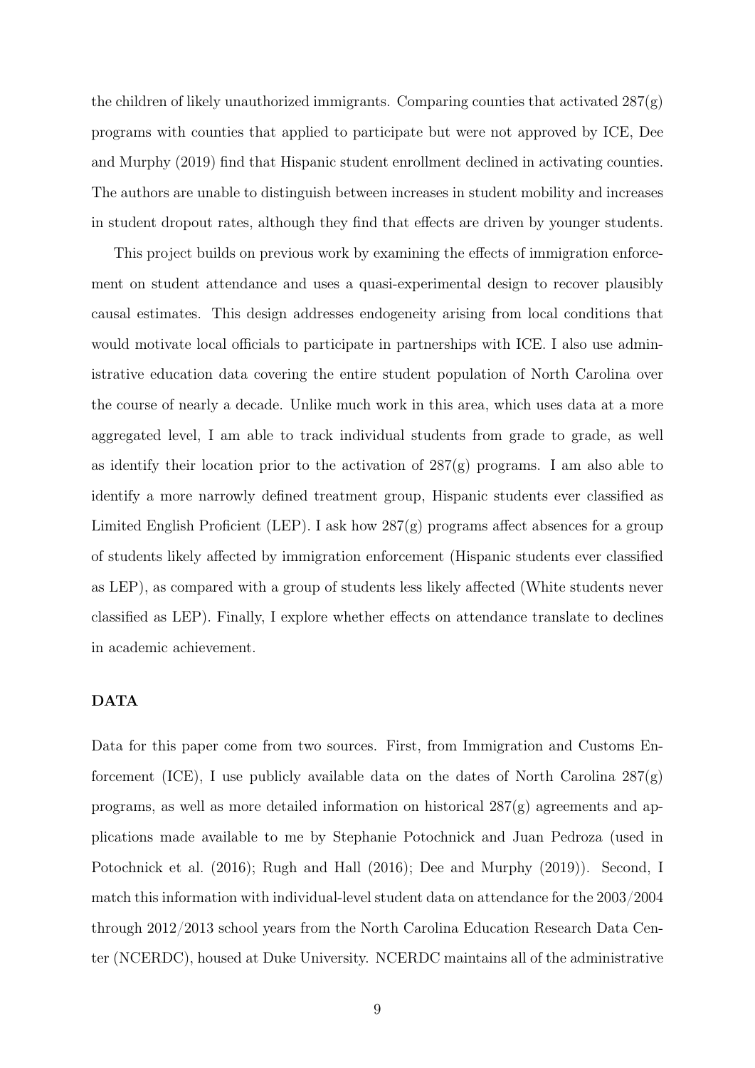the children of likely unauthorized immigrants. Comparing counties that activated 287(g) programs with counties that applied to participate but were not approved by ICE, Dee and Murphy (2019) find that Hispanic student enrollment declined in activating counties. The authors are unable to distinguish between increases in student mobility and increases in student dropout rates, although they find that effects are driven by younger students.

This project builds on previous work by examining the effects of immigration enforcement on student attendance and uses a quasi-experimental design to recover plausibly causal estimates. This design addresses endogeneity arising from local conditions that would motivate local officials to participate in partnerships with ICE. I also use administrative education data covering the entire student population of North Carolina over the course of nearly a decade. Unlike much work in this area, which uses data at a more aggregated level, I am able to track individual students from grade to grade, as well as identify their location prior to the activation of 287(g) programs. I am also able to identify a more narrowly defined treatment group, Hispanic students ever classified as Limited English Proficient (LEP). I ask how 287(g) programs affect absences for a group of students likely affected by immigration enforcement (Hispanic students ever classified as LEP), as compared with a group of students less likely affected (White students never classified as LEP). Finally, I explore whether effects on attendance translate to declines in academic achievement.

## DATA

Data for this paper come from two sources. First, from Immigration and Customs Enforcement (ICE), I use publicly available data on the dates of North Carolina 287(g) programs, as well as more detailed information on historical 287(g) agreements and applications made available to me by Stephanie Potochnick and Juan Pedroza (used in Potochnick et al. (2016); Rugh and Hall (2016); Dee and Murphy (2019)). Second, I match this information with individual-level student data on attendance for the 2003/2004 through 2012/2013 school years from the North Carolina Education Research Data Center (NCERDC), housed at Duke University. NCERDC maintains all of the administrative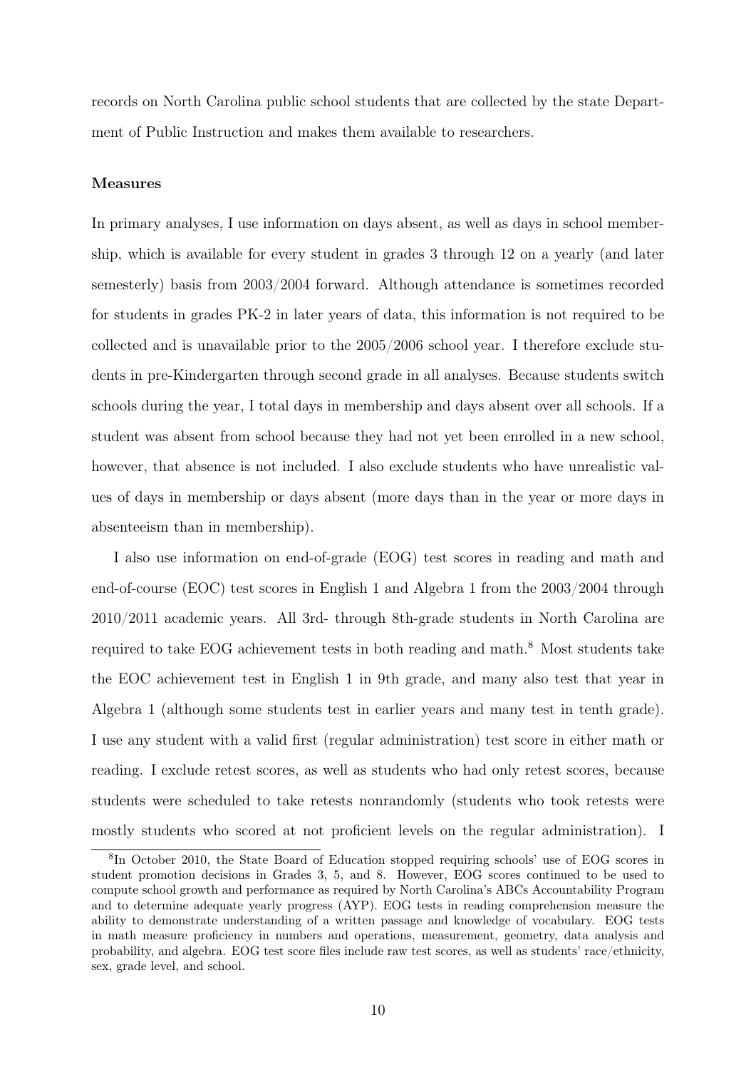records on North Carolina public school students that are collected by the state Department of Public Instruction and makes them available to researchers.

### Measures

In primary analyses, I use information on days absent, as well as days in school membership, which is available for every student in grades 3 through 12 on a yearly (and later semesterly) basis from 2003/2004 forward. Although attendance is sometimes recorded for students in grades PK-2 in later years of data, this information is not required to be collected and is unavailable prior to the 2005/2006 school year. I therefore exclude students in pre-Kindergarten through second grade in all analyses. Because students switch schools during the year, I total days in membership and days absent over all schools. If a student was absent from school because they had not yet been enrolled in a new school, however, that absence is not included. I also exclude students who have unrealistic values of days in membership or days absent (more days than in the year or more days in absenteeism than in membership).

I also use information on end-of-grade (EOG) test scores in reading and math and end-of-course (EOC) test scores in English 1 and Algebra 1 from the 2003/2004 through 2010/2011 academic years. All 3rd- through 8th-grade students in North Carolina are required to take EOG achievement tests in both reading and math.[8] Most students take the EOC achievement test in English 1 in 9th grade, and many also test that year in Algebra 1 (although some students test in earlier years and many test in tenth grade). I use any student with a valid first (regular administration) test score in either math or reading. I exclude retest scores, as well as students who had only retest scores, because students were scheduled to take retests nonrandomly (students who took retests were mostly students who scored at not proficient levels on the regular administration). I

[8] In October 2010, the State Board of Education stopped requiring schools' use of EOG scores in student promotion decisions in Grades 3, 5, and 8. However, EOG scores continued to be used to compute school growth and performance as required by North Carolina's ABCs Accountability Program and to determine adequate yearly progress (AYP). EOG tests in reading comprehension measure the ability to demonstrate understanding of a written passage and knowledge of vocabulary. EOG tests in math measure proficiency in numbers and operations, measurement, geometry, data analysis and probability, and algebra. EOG test score files include raw test scores, as well as students' race/ethnicity, sex, grade level, and school.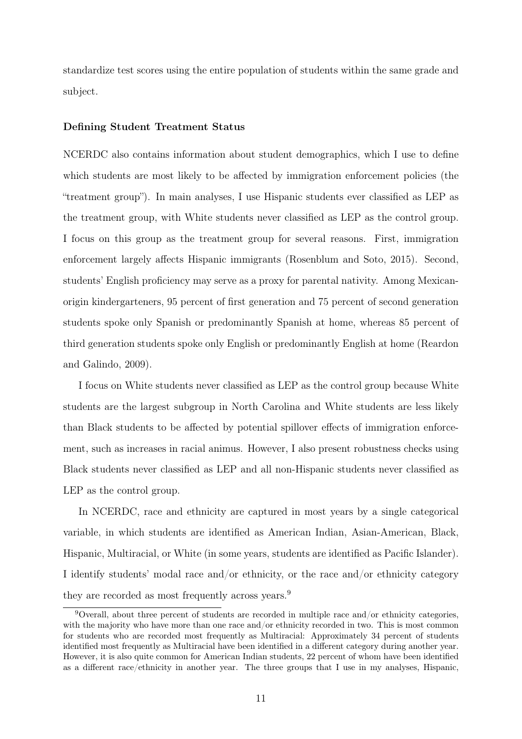standardize test scores using the entire population of students within the same grade and subject.

### Defining Student Treatment Status

NCERDC also contains information about student demographics, which I use to define which students are most likely to be affected by immigration enforcement policies (the "treatment group"). In main analyses, I use Hispanic students ever classified as LEP as the treatment group, with White students never classified as LEP as the control group. I focus on this group as the treatment group for several reasons. First, immigration enforcement largely affects Hispanic immigrants (Rosenblum and Soto, 2015). Second, students' English proficiency may serve as a proxy for parental nativity. Among Mexican-origin kindergarteners, 95 percent of first generation and 75 percent of second generation students spoke only Spanish or predominantly Spanish at home, whereas 85 percent of third generation students spoke only English or predominantly English at home (Reardon and Galindo, 2009).

I focus on White students never classified as LEP as the control group because White students are the largest subgroup in North Carolina and White students are less likely than Black students to be affected by potential spillover effects of immigration enforcement, such as increases in racial animus. However, I also present robustness checks using Black students never classified as LEP and all non-Hispanic students never classified as LEP as the control group.

In NCERDC, race and ethnicity are captured in most years by a single categorical variable, in which students are identified as American Indian, Asian-American, Black, Hispanic, Multiracial, or White (in some years, students are identified as Pacific Islander). I identify students' modal race and/or ethnicity, or the race and/or ethnicity category they are recorded as most frequently across years.[9]

[9] Overall, about three percent of students are recorded in multiple race and/or ethnicity categories, with the majority who have more than one race and/or ethnicity recorded in two. This is most common for students who are recorded most frequently as Multiracial: Approximately 34 percent of students identified most frequently as Multiracial have been identified in a different category during another year. However, it is also quite common for American Indian students, 22 percent of whom have been identified as a different race/ethnicity in another year. The three groups that I use in my analyses, Hispanic,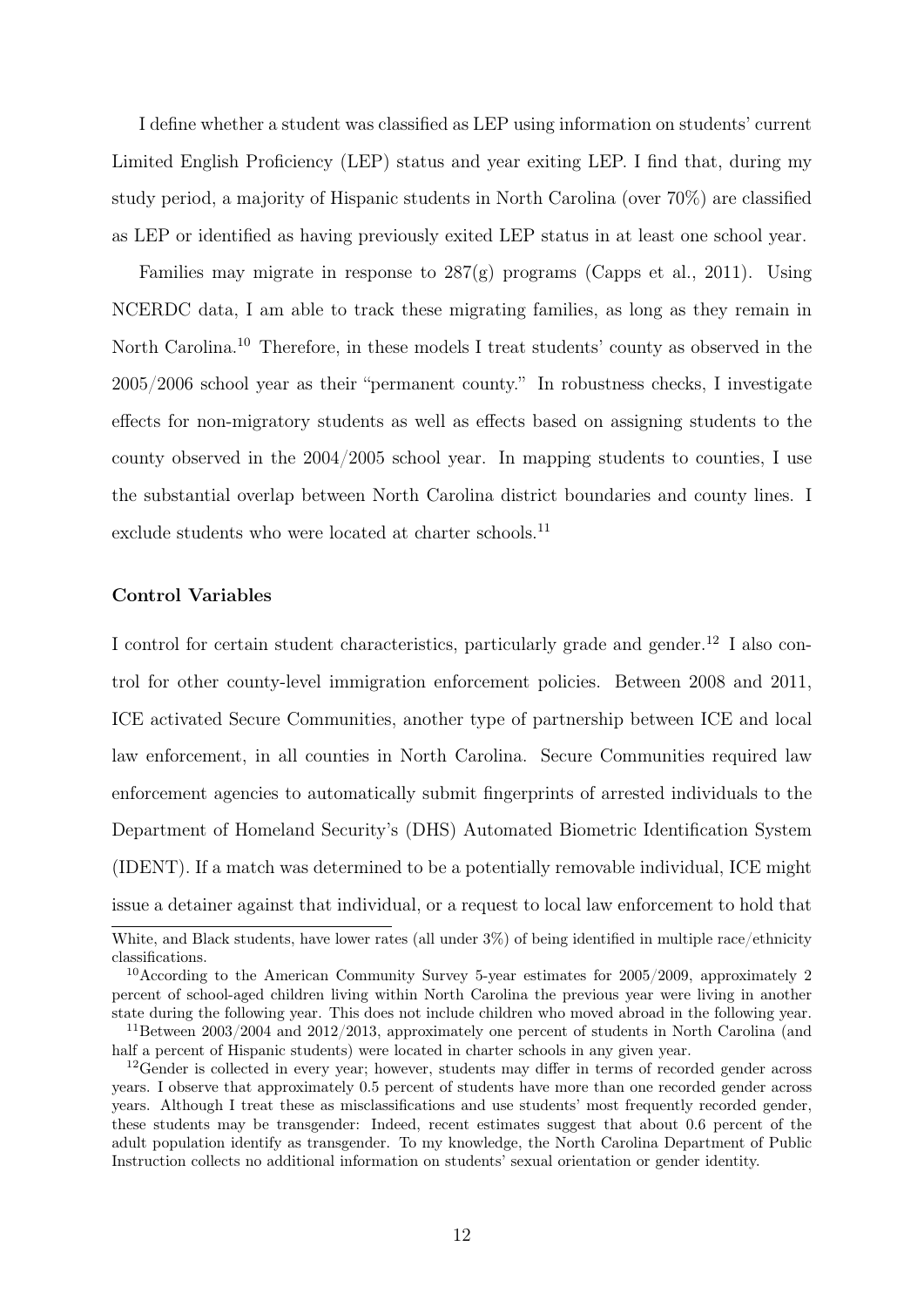I define whether a student was classified as LEP using information on students' current Limited English Proficiency (LEP) status and year exiting LEP. I find that, during my study period, a majority of Hispanic students in North Carolina (over 70%) are classified as LEP or identified as having previously exited LEP status in at least one school year.

Families may migrate in response to 287(g) programs (Capps et al., 2011). Using NCERDC data, I am able to track these migrating families, as long as they remain in North Carolina.[10] Therefore, in these models I treat students' county as observed in the 2005/2006 school year as their "permanent county." In robustness checks, I investigate effects for non-migratory students as well as effects based on assigning students to the county observed in the 2004/2005 school year. In mapping students to counties, I use the substantial overlap between North Carolina district boundaries and county lines. I exclude students who were located at charter schools.[11]

#### Control Variables

I control for certain student characteristics, particularly grade and gender.[12] I also control for other county-level immigration enforcement policies. Between 2008 and 2011, ICE activated Secure Communities, another type of partnership between ICE and local law enforcement, in all counties in North Carolina. Secure Communities required law enforcement agencies to automatically submit fingerprints of arrested individuals to the Department of Homeland Security's (DHS) Automated Biometric Identification System (IDENT). If a match was determined to be a potentially removable individual, ICE might issue a detainer against that individual, or a request to local law enforcement to hold that

---

White, and Black students, have lower rates (all under 3%) of being identified in multiple race/ethnicity classifications.

[10] According to the American Community Survey 5-year estimates for 2005/2009, approximately 2 percent of school-aged children living within North Carolina the previous year were living in another state during the following year. This does not include children who moved abroad in the following year.

[11] Between 2003/2004 and 2012/2013, approximately one percent of students in North Carolina (and half a percent of Hispanic students) were located in charter schools in any given year.

[12] Gender is collected in every year; however, students may differ in terms of recorded gender across years. I observe that approximately 0.5 percent of students have more than one recorded gender across years. Although I treat these as misclassifications and use students' most frequently recorded gender, these students may be transgender: Indeed, recent estimates suggest that about 0.6 percent of the adult population identify as transgender. To my knowledge, the North Carolina Department of Public Instruction collects no additional information on students' sexual orientation or gender identity.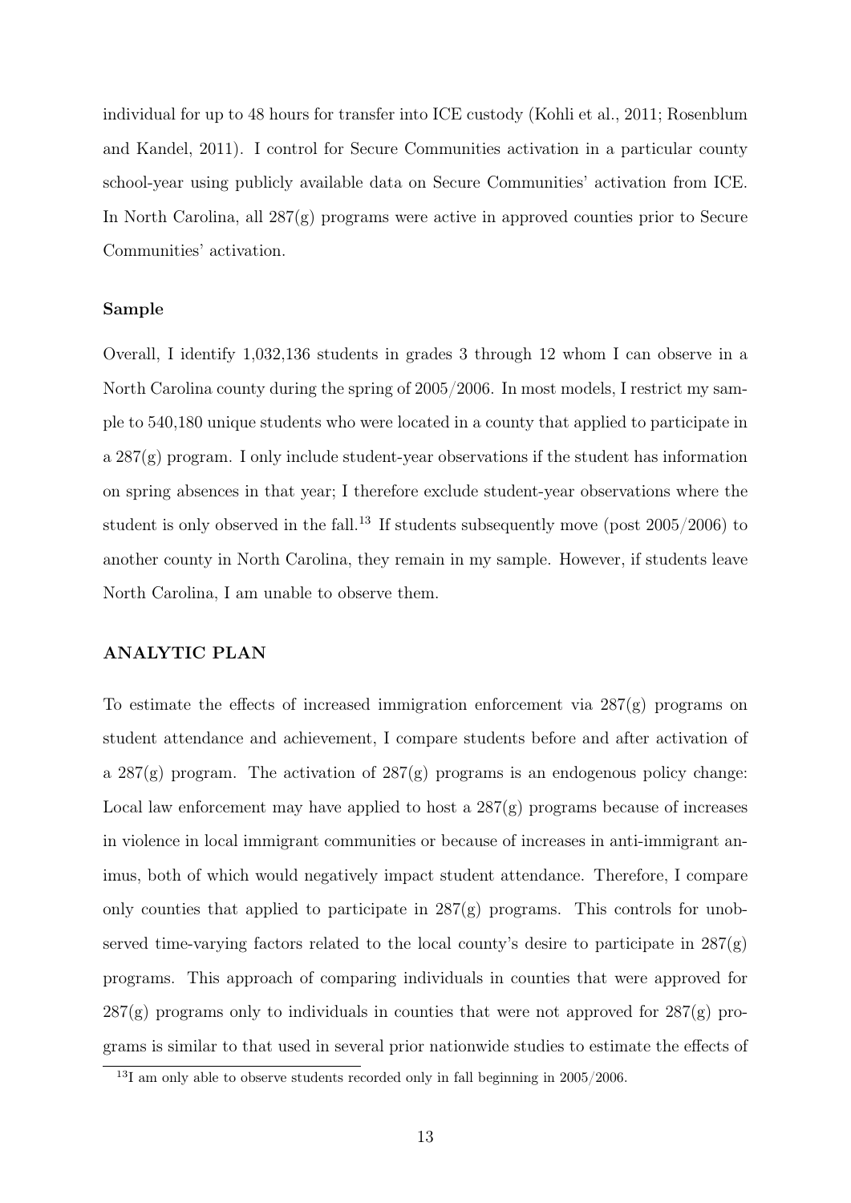individual for up to 48 hours for transfer into ICE custody (Kohli et al., 2011; Rosenblum and Kandel, 2011). I control for Secure Communities activation in a particular county school-year using publicly available data on Secure Communities' activation from ICE. In North Carolina, all 287(g) programs were active in approved counties prior to Secure Communities' activation.

### Sample

Overall, I identify 1,032,136 students in grades 3 through 12 whom I can observe in a North Carolina county during the spring of 2005/2006. In most models, I restrict my sample to 540,180 unique students who were located in a county that applied to participate in a 287(g) program. I only include student-year observations if the student has information on spring absences in that year; I therefore exclude student-year observations where the student is only observed in the fall.[13] If students subsequently move (post 2005/2006) to another county in North Carolina, they remain in my sample. However, if students leave North Carolina, I am unable to observe them.

## ANALYTIC PLAN

To estimate the effects of increased immigration enforcement via 287(g) programs on student attendance and achievement, I compare students before and after activation of a 287(g) program. The activation of 287(g) programs is an endogenous policy change: Local law enforcement may have applied to host a 287(g) programs because of increases in violence in local immigrant communities or because of increases in anti-immigrant animus, both of which would negatively impact student attendance. Therefore, I compare only counties that applied to participate in 287(g) programs. This controls for unobserved time-varying factors related to the local county's desire to participate in 287(g) programs. This approach of comparing individuals in counties that were approved for 287(g) programs only to individuals in counties that were not approved for 287(g) programs is similar to that used in several prior nationwide studies to estimate the effects of

[13] I am only able to observe students recorded only in fall beginning in 2005/2006.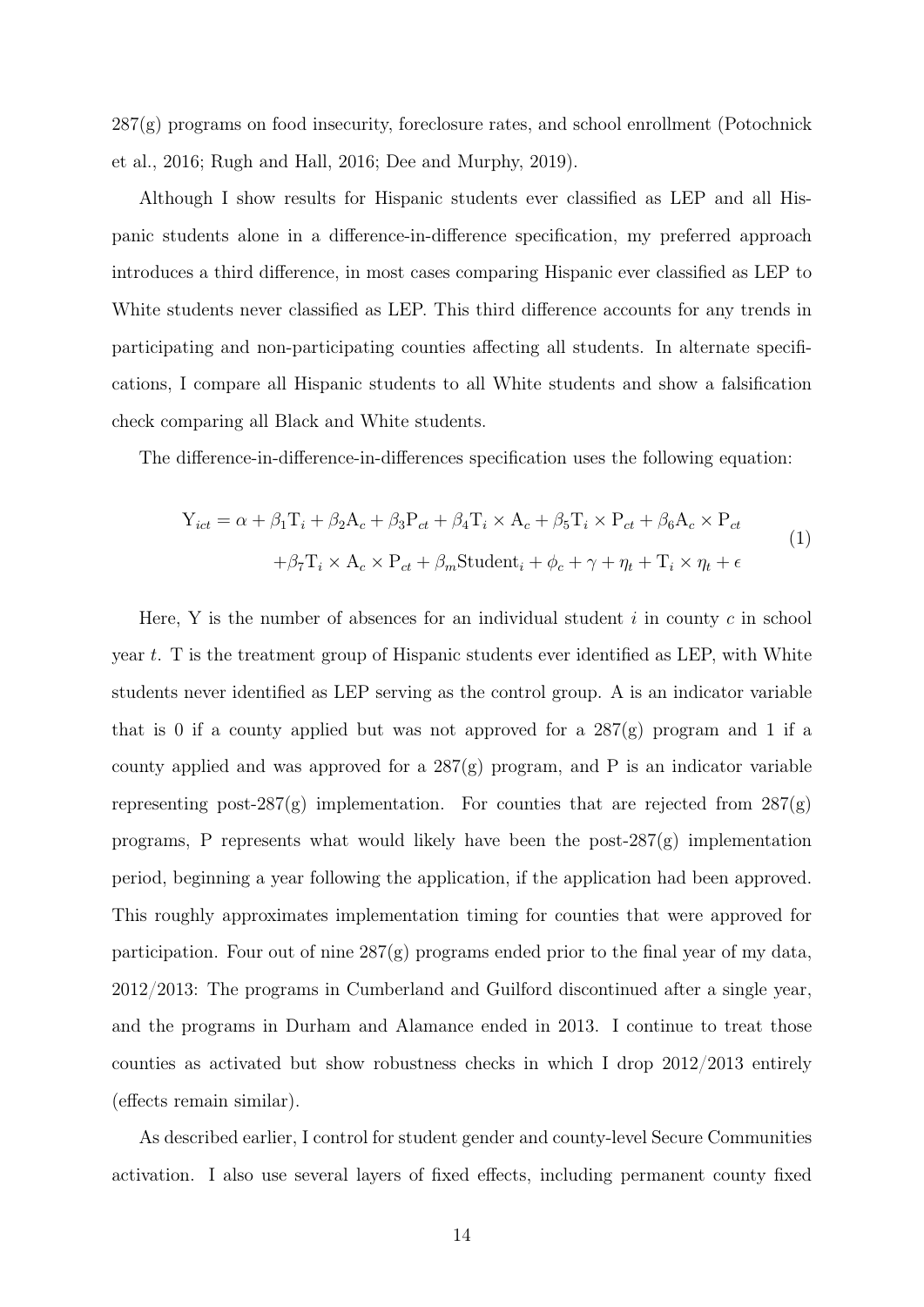287(g) programs on food insecurity, foreclosure rates, and school enrollment (Potochnick et al., 2016; Rugh and Hall, 2016; Dee and Murphy, 2019).

Although I show results for Hispanic students ever classified as LEP and all Hispanic students alone in a difference-in-difference specification, my preferred approach introduces a third difference, in most cases comparing Hispanic ever classified as LEP to White students never classified as LEP. This third difference accounts for any trends in participating and non-participating counties affecting all students. In alternate specifications, I compare all Hispanic students to all White students and show a falsification check comparing all Black and White students.

The difference-in-difference-in-differences specification uses the following equation:

$$
\begin{aligned}
\mathrm{Y}_{ict} = \alpha + \beta_1 \mathrm{T}_i + \beta_2 \mathrm{A}_c + \beta_3 \mathrm{P}_{ct} + \beta_4 \mathrm{T}_i \times \mathrm{A}_c + \beta_5 \mathrm{T}_i \times \mathrm{P}_{ct} + \beta_6 \mathrm{A}_c \times \mathrm{P}_{ct} \\
+ \beta_7 \mathrm{T}_i \times \mathrm{A}_c \times \mathrm{P}_{ct} + \beta_m \mathrm{Student}_i + \phi_c + \gamma + \eta_t + \mathrm{T}_i \times \eta_t + \epsilon
\end{aligned} \tag{1}
$$

Here, Y is the number of absences for an individual student $i$ in county $c$ in school year $t$. T is the treatment group of Hispanic students ever identified as LEP, with White students never identified as LEP serving as the control group. A is an indicator variable that is 0 if a county applied but was not approved for a 287(g) program and 1 if a county applied and was approved for a 287(g) program, and P is an indicator variable representing post-287(g) implementation. For counties that are rejected from 287(g) programs, P represents what would likely have been the post-287(g) implementation period, beginning a year following the application, if the application had been approved. This roughly approximates implementation timing for counties that were approved for participation. Four out of nine 287(g) programs ended prior to the final year of my data, 2012/2013: The programs in Cumberland and Guilford discontinued after a single year, and the programs in Durham and Alamance ended in 2013. I continue to treat those counties as activated but show robustness checks in which I drop 2012/2013 entirely (effects remain similar).

As described earlier, I control for student gender and county-level Secure Communities activation. I also use several layers of fixed effects, including permanent county fixed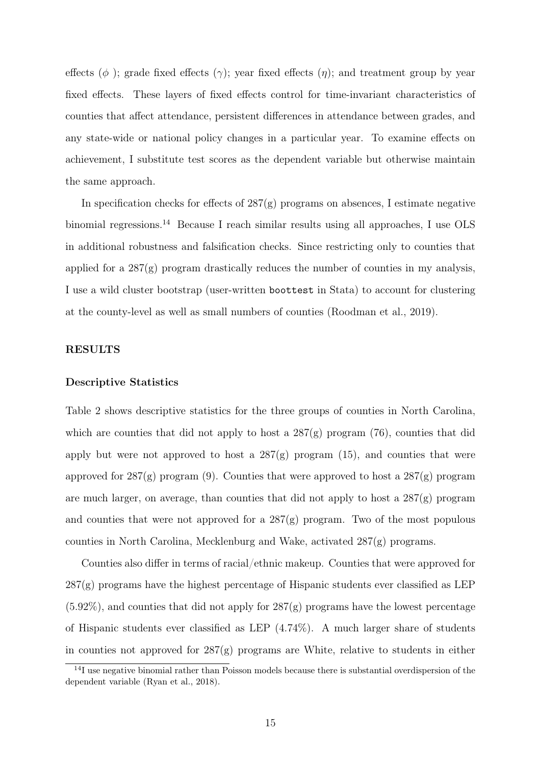effects ($\phi$ ); grade fixed effects ($\gamma$); year fixed effects ($\eta$); and treatment group by year fixed effects. These layers of fixed effects control for time-invariant characteristics of counties that affect attendance, persistent differences in attendance between grades, and any state-wide or national policy changes in a particular year. To examine effects on achievement, I substitute test scores as the dependent variable but otherwise maintain the same approach.

In specification checks for effects of 287(g) programs on absences, I estimate negative binomial regressions.[14] Because I reach similar results using all approaches, I use OLS in additional robustness and falsification checks. Since restricting only to counties that applied for a 287(g) program drastically reduces the number of counties in my analysis, I use a wild cluster bootstrap (user-written `boottest` in Stata) to account for clustering at the county-level as well as small numbers of counties (Roodman et al., 2019).

## RESULTS

### Descriptive Statistics

Table 2 shows descriptive statistics for the three groups of counties in North Carolina, which are counties that did not apply to host a 287(g) program (76), counties that did apply but were not approved to host a 287(g) program (15), and counties that were approved for 287(g) program (9). Counties that were approved to host a 287(g) program are much larger, on average, than counties that did not apply to host a 287(g) program and counties that were not approved for a 287(g) program. Two of the most populous counties in North Carolina, Mecklenburg and Wake, activated 287(g) programs.

Counties also differ in terms of racial/ethnic makeup. Counties that were approved for 287(g) programs have the highest percentage of Hispanic students ever classified as LEP (5.92%), and counties that did not apply for 287(g) programs have the lowest percentage of Hispanic students ever classified as LEP (4.74%). A much larger share of students in counties not approved for 287(g) programs are White, relative to students in either

[14] I use negative binomial rather than Poisson models because there is substantial overdispersion of the dependent variable (Ryan et al., 2018).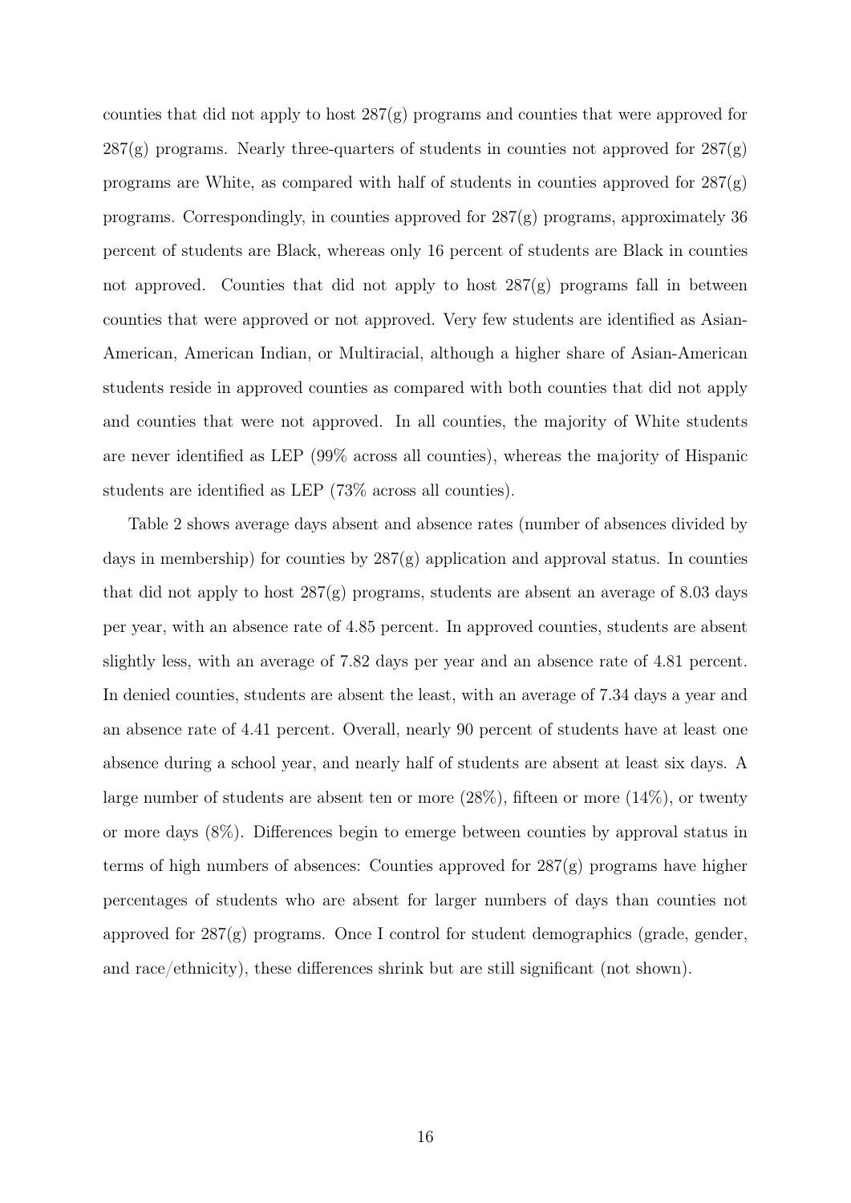counties that did not apply to host 287(g) programs and counties that were approved for 287(g) programs. Nearly three-quarters of students in counties not approved for 287(g) programs are White, as compared with half of students in counties approved for 287(g) programs. Correspondingly, in counties approved for 287(g) programs, approximately 36 percent of students are Black, whereas only 16 percent of students are Black in counties not approved. Counties that did not apply to host 287(g) programs fall in between counties that were approved or not approved. Very few students are identified as Asian-American, American Indian, or Multiracial, although a higher share of Asian-American students reside in approved counties as compared with both counties that did not apply and counties that were not approved. In all counties, the majority of White students are never identified as LEP (99% across all counties), whereas the majority of Hispanic students are identified as LEP (73% across all counties).

Table 2 shows average days absent and absence rates (number of absences divided by days in membership) for counties by 287(g) application and approval status. In counties that did not apply to host 287(g) programs, students are absent an average of 8.03 days per year, with an absence rate of 4.85 percent. In approved counties, students are absent slightly less, with an average of 7.82 days per year and an absence rate of 4.81 percent. In denied counties, students are absent the least, with an average of 7.34 days a year and an absence rate of 4.41 percent. Overall, nearly 90 percent of students have at least one absence during a school year, and nearly half of students are absent at least six days. A large number of students are absent ten or more (28%), fifteen or more (14%), or twenty or more days (8%). Differences begin to emerge between counties by approval status in terms of high numbers of absences: Counties approved for 287(g) programs have higher percentages of students who are absent for larger numbers of days than counties not approved for 287(g) programs. Once I control for student demographics (grade, gender, and race/ethnicity), these differences shrink but are still significant (not shown).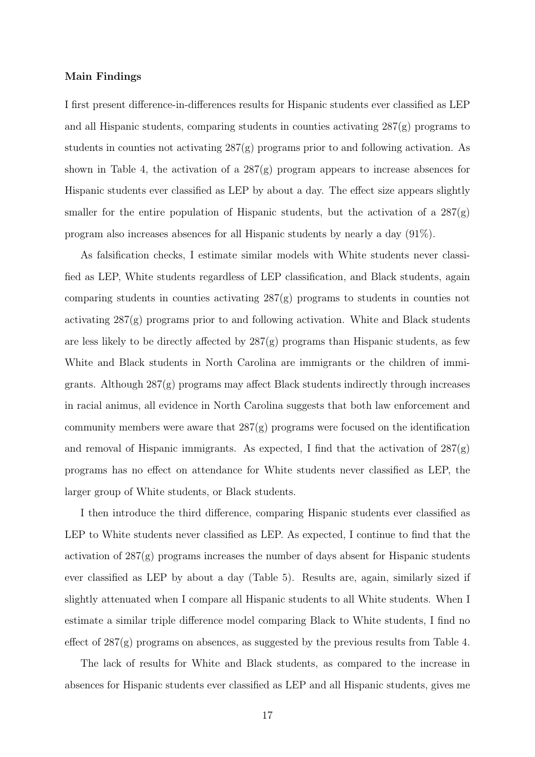### Main Findings

I first present difference-in-differences results for Hispanic students ever classified as LEP and all Hispanic students, comparing students in counties activating 287(g) programs to students in counties not activating 287(g) programs prior to and following activation. As shown in Table 4, the activation of a 287(g) program appears to increase absences for Hispanic students ever classified as LEP by about a day. The effect size appears slightly smaller for the entire population of Hispanic students, but the activation of a 287(g) program also increases absences for all Hispanic students by nearly a day (91%).

As falsification checks, I estimate similar models with White students never classified as LEP, White students regardless of LEP classification, and Black students, again comparing students in counties activating 287(g) programs to students in counties not activating 287(g) programs prior to and following activation. White and Black students are less likely to be directly affected by 287(g) programs than Hispanic students, as few White and Black students in North Carolina are immigrants or the children of immigrants. Although 287(g) programs may affect Black students indirectly through increases in racial animus, all evidence in North Carolina suggests that both law enforcement and community members were aware that 287(g) programs were focused on the identification and removal of Hispanic immigrants. As expected, I find that the activation of 287(g) programs has no effect on attendance for White students never classified as LEP, the larger group of White students, or Black students.

I then introduce the third difference, comparing Hispanic students ever classified as LEP to White students never classified as LEP. As expected, I continue to find that the activation of 287(g) programs increases the number of days absent for Hispanic students ever classified as LEP by about a day (Table 5). Results are, again, similarly sized if slightly attenuated when I compare all Hispanic students to all White students. When I estimate a similar triple difference model comparing Black to White students, I find no effect of 287(g) programs on absences, as suggested by the previous results from Table 4.

The lack of results for White and Black students, as compared to the increase in absences for Hispanic students ever classified as LEP and all Hispanic students, gives me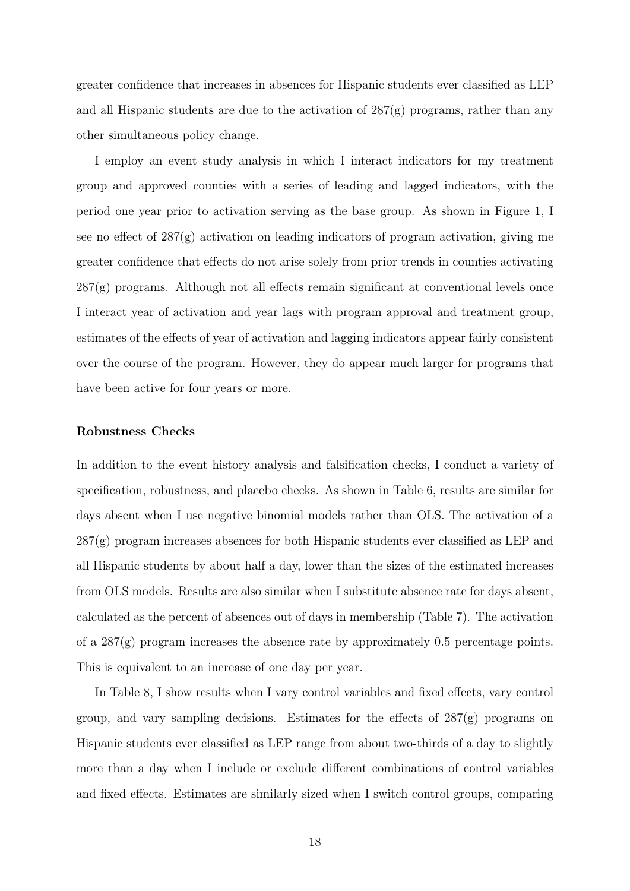greater confidence that increases in absences for Hispanic students ever classified as LEP and all Hispanic students are due to the activation of 287(g) programs, rather than any other simultaneous policy change.

I employ an event study analysis in which I interact indicators for my treatment group and approved counties with a series of leading and lagged indicators, with the period one year prior to activation serving as the base group. As shown in Figure 1, I see no effect of 287(g) activation on leading indicators of program activation, giving me greater confidence that effects do not arise solely from prior trends in counties activating 287(g) programs. Although not all effects remain significant at conventional levels once I interact year of activation and year lags with program approval and treatment group, estimates of the effects of year of activation and lagging indicators appear fairly consistent over the course of the program. However, they do appear much larger for programs that have been active for four years or more.

**Robustness Checks**

In addition to the event history analysis and falsification checks, I conduct a variety of specification, robustness, and placebo checks. As shown in Table 6, results are similar for days absent when I use negative binomial models rather than OLS. The activation of a 287(g) program increases absences for both Hispanic students ever classified as LEP and all Hispanic students by about half a day, lower than the sizes of the estimated increases from OLS models. Results are also similar when I substitute absence rate for days absent, calculated as the percent of absences out of days in membership (Table 7). The activation of a 287(g) program increases the absence rate by approximately 0.5 percentage points. This is equivalent to an increase of one day per year.

In Table 8, I show results when I vary control variables and fixed effects, vary control group, and vary sampling decisions. Estimates for the effects of 287(g) programs on Hispanic students ever classified as LEP range from about two-thirds of a day to slightly more than a day when I include or exclude different combinations of control variables and fixed effects. Estimates are similarly sized when I switch control groups, comparing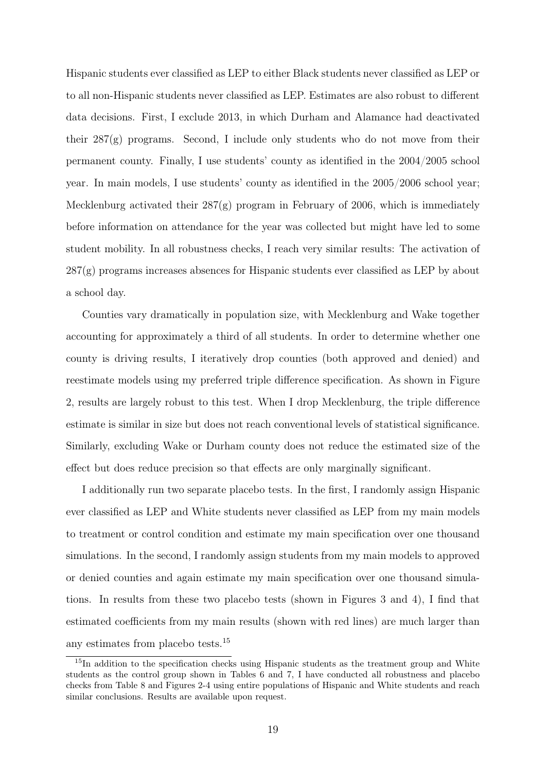Hispanic students ever classified as LEP to either Black students never classified as LEP or to all non-Hispanic students never classified as LEP. Estimates are also robust to different data decisions. First, I exclude 2013, in which Durham and Alamance had deactivated their 287(g) programs. Second, I include only students who do not move from their permanent county. Finally, I use students' county as identified in the 2004/2005 school year. In main models, I use students' county as identified in the 2005/2006 school year; Mecklenburg activated their 287(g) program in February of 2006, which is immediately before information on attendance for the year was collected but might have led to some student mobility. In all robustness checks, I reach very similar results: The activation of 287(g) programs increases absences for Hispanic students ever classified as LEP by about a school day.

Counties vary dramatically in population size, with Mecklenburg and Wake together accounting for approximately a third of all students. In order to determine whether one county is driving results, I iteratively drop counties (both approved and denied) and reestimate models using my preferred triple difference specification. As shown in Figure 2, results are largely robust to this test. When I drop Mecklenburg, the triple difference estimate is similar in size but does not reach conventional levels of statistical significance. Similarly, excluding Wake or Durham county does not reduce the estimated size of the effect but does reduce precision so that effects are only marginally significant.

I additionally run two separate placebo tests. In the first, I randomly assign Hispanic ever classified as LEP and White students never classified as LEP from my main models to treatment or control condition and estimate my main specification over one thousand simulations. In the second, I randomly assign students from my main models to approved or denied counties and again estimate my main specification over one thousand simulations. In results from these two placebo tests (shown in Figures 3 and 4), I find that estimated coefficients from my main results (shown with red lines) are much larger than any estimates from placebo tests.[15]

[15] In addition to the specification checks using Hispanic students as the treatment group and White students as the control group shown in Tables 6 and 7, I have conducted all robustness and placebo checks from Table 8 and Figures 2-4 using entire populations of Hispanic and White students and reach similar conclusions. Results are available upon request.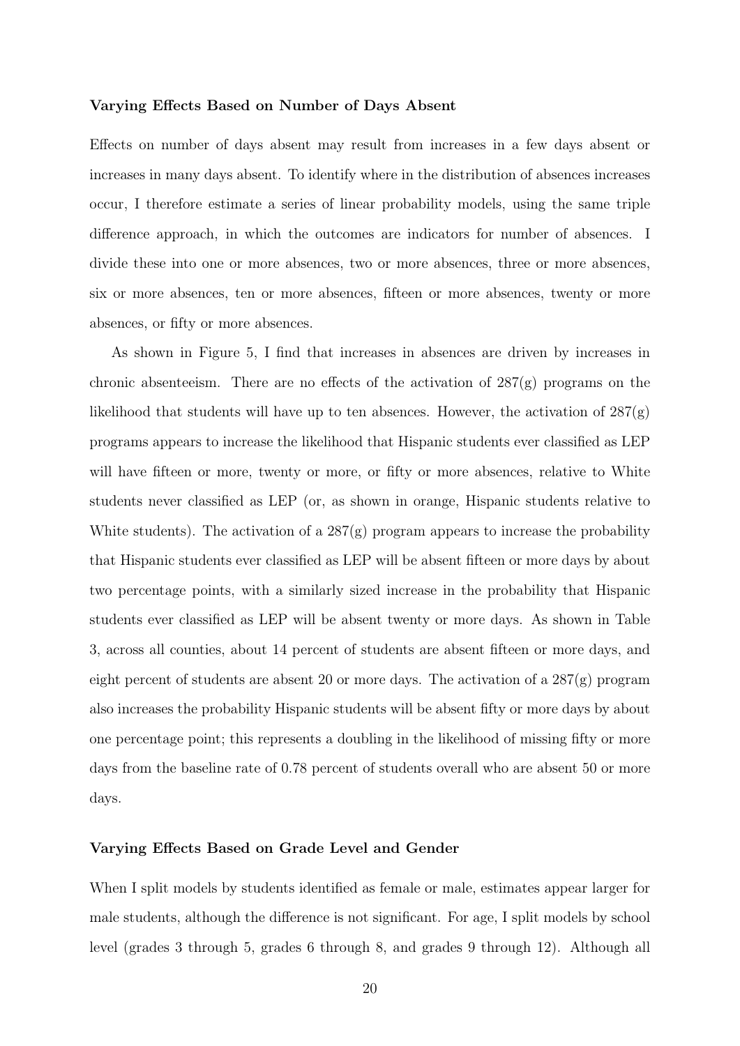### Varying Effects Based on Number of Days Absent

Effects on number of days absent may result from increases in a few days absent or increases in many days absent. To identify where in the distribution of absences increases occur, I therefore estimate a series of linear probability models, using the same triple difference approach, in which the outcomes are indicators for number of absences. I divide these into one or more absences, two or more absences, three or more absences, six or more absences, ten or more absences, fifteen or more absences, twenty or more absences, or fifty or more absences.

As shown in Figure 5, I find that increases in absences are driven by increases in chronic absenteeism. There are no effects of the activation of 287(g) programs on the likelihood that students will have up to ten absences. However, the activation of 287(g) programs appears to increase the likelihood that Hispanic students ever classified as LEP will have fifteen or more, twenty or more, or fifty or more absences, relative to White students never classified as LEP (or, as shown in orange, Hispanic students relative to White students). The activation of a 287(g) program appears to increase the probability that Hispanic students ever classified as LEP will be absent fifteen or more days by about two percentage points, with a similarly sized increase in the probability that Hispanic students ever classified as LEP will be absent twenty or more days. As shown in Table 3, across all counties, about 14 percent of students are absent fifteen or more days, and eight percent of students are absent 20 or more days. The activation of a 287(g) program also increases the probability Hispanic students will be absent fifty or more days by about one percentage point; this represents a doubling in the likelihood of missing fifty or more days from the baseline rate of 0.78 percent of students overall who are absent 50 or more days.

### Varying Effects Based on Grade Level and Gender

When I split models by students identified as female or male, estimates appear larger for male students, although the difference is not significant. For age, I split models by school level (grades 3 through 5, grades 6 through 8, and grades 9 through 12). Although all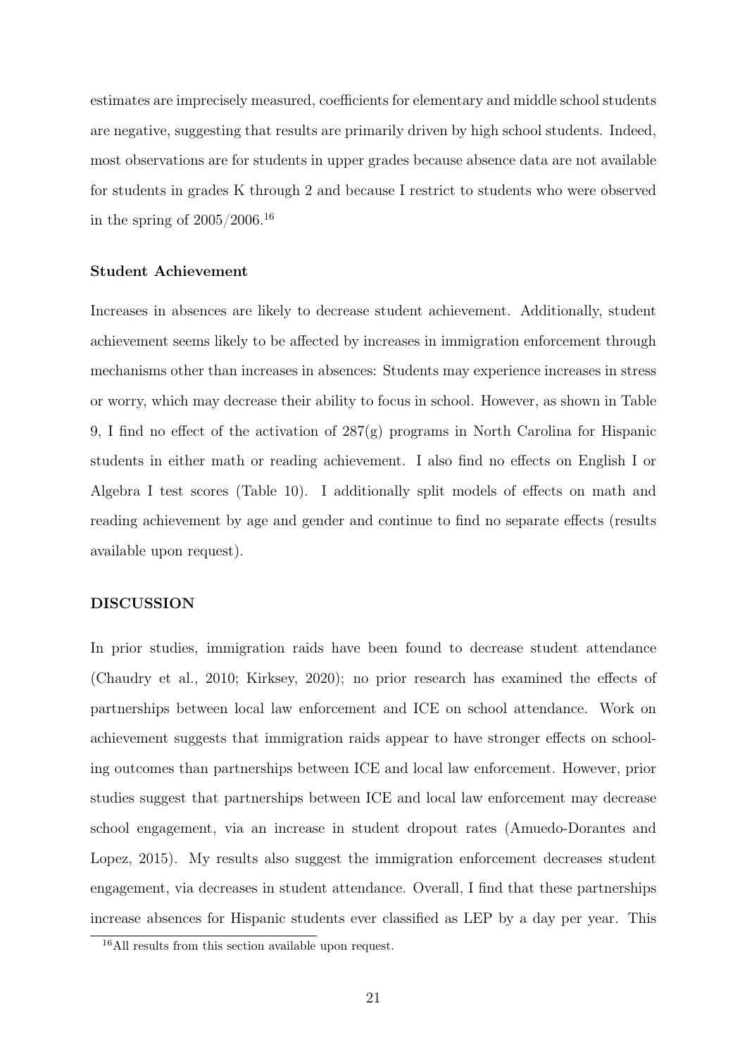estimates are imprecisely measured, coefficients for elementary and middle school students are negative, suggesting that results are primarily driven by high school students. Indeed, most observations are for students in upper grades because absence data are not available for students in grades K through 2 and because I restrict to students who were observed in the spring of 2005/2006.[16]

### Student Achievement

Increases in absences are likely to decrease student achievement. Additionally, student achievement seems likely to be affected by increases in immigration enforcement through mechanisms other than increases in absences: Students may experience increases in stress or worry, which may decrease their ability to focus in school. However, as shown in Table 9, I find no effect of the activation of 287(g) programs in North Carolina for Hispanic students in either math or reading achievement. I also find no effects on English I or Algebra I test scores (Table 10). I additionally split models of effects on math and reading achievement by age and gender and continue to find no separate effects (results available upon request).

## DISCUSSION

In prior studies, immigration raids have been found to decrease student attendance (Chaudry et al., 2010; Kirksey, 2020); no prior research has examined the effects of partnerships between local law enforcement and ICE on school attendance. Work on achievement suggests that immigration raids appear to have stronger effects on schooling outcomes than partnerships between ICE and local law enforcement. However, prior studies suggest that partnerships between ICE and local law enforcement may decrease school engagement, via an increase in student dropout rates (Amuedo-Dorantes and Lopez, 2015). My results also suggest the immigration enforcement decreases student engagement, via decreases in student attendance. Overall, I find that these partnerships increase absences for Hispanic students ever classified as LEP by a day per year. This

[16] All results from this section available upon request.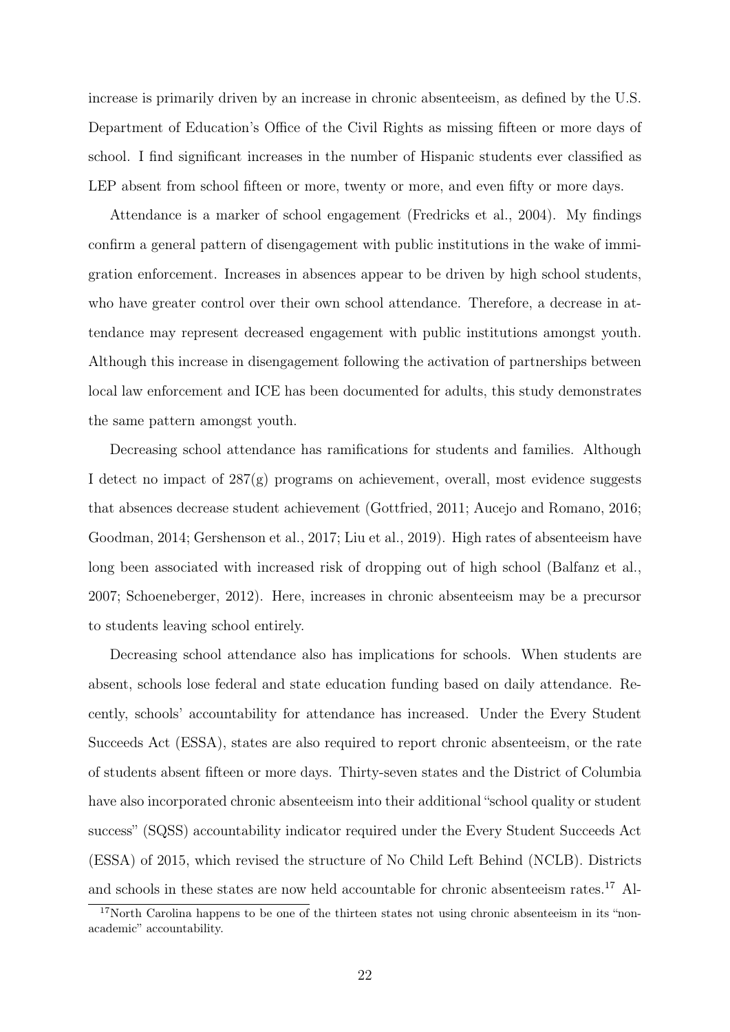increase is primarily driven by an increase in chronic absenteeism, as defined by the U.S. Department of Education's Office of the Civil Rights as missing fifteen or more days of school. I find significant increases in the number of Hispanic students ever classified as LEP absent from school fifteen or more, twenty or more, and even fifty or more days.

Attendance is a marker of school engagement (Fredricks et al., 2004). My findings confirm a general pattern of disengagement with public institutions in the wake of immigration enforcement. Increases in absences appear to be driven by high school students, who have greater control over their own school attendance. Therefore, a decrease in attendance may represent decreased engagement with public institutions amongst youth. Although this increase in disengagement following the activation of partnerships between local law enforcement and ICE has been documented for adults, this study demonstrates the same pattern amongst youth.

Decreasing school attendance has ramifications for students and families. Although I detect no impact of 287(g) programs on achievement, overall, most evidence suggests that absences decrease student achievement (Gottfried, 2011; Aucejo and Romano, 2016; Goodman, 2014; Gershenson et al., 2017; Liu et al., 2019). High rates of absenteeism have long been associated with increased risk of dropping out of high school (Balfanz et al., 2007; Schoeneberger, 2012). Here, increases in chronic absenteeism may be a precursor to students leaving school entirely.

Decreasing school attendance also has implications for schools. When students are absent, schools lose federal and state education funding based on daily attendance. Recently, schools' accountability for attendance has increased. Under the Every Student Succeeds Act (ESSA), states are also required to report chronic absenteeism, or the rate of students absent fifteen or more days. Thirty-seven states and the District of Columbia have also incorporated chronic absenteeism into their additional "school quality or student success" (SQSS) accountability indicator required under the Every Student Succeeds Act (ESSA) of 2015, which revised the structure of No Child Left Behind (NCLB). Districts and schools in these states are now held accountable for chronic absenteeism rates.[17] Al-

[17] North Carolina happens to be one of the thirteen states not using chronic absenteeism in its "non-academic" accountability.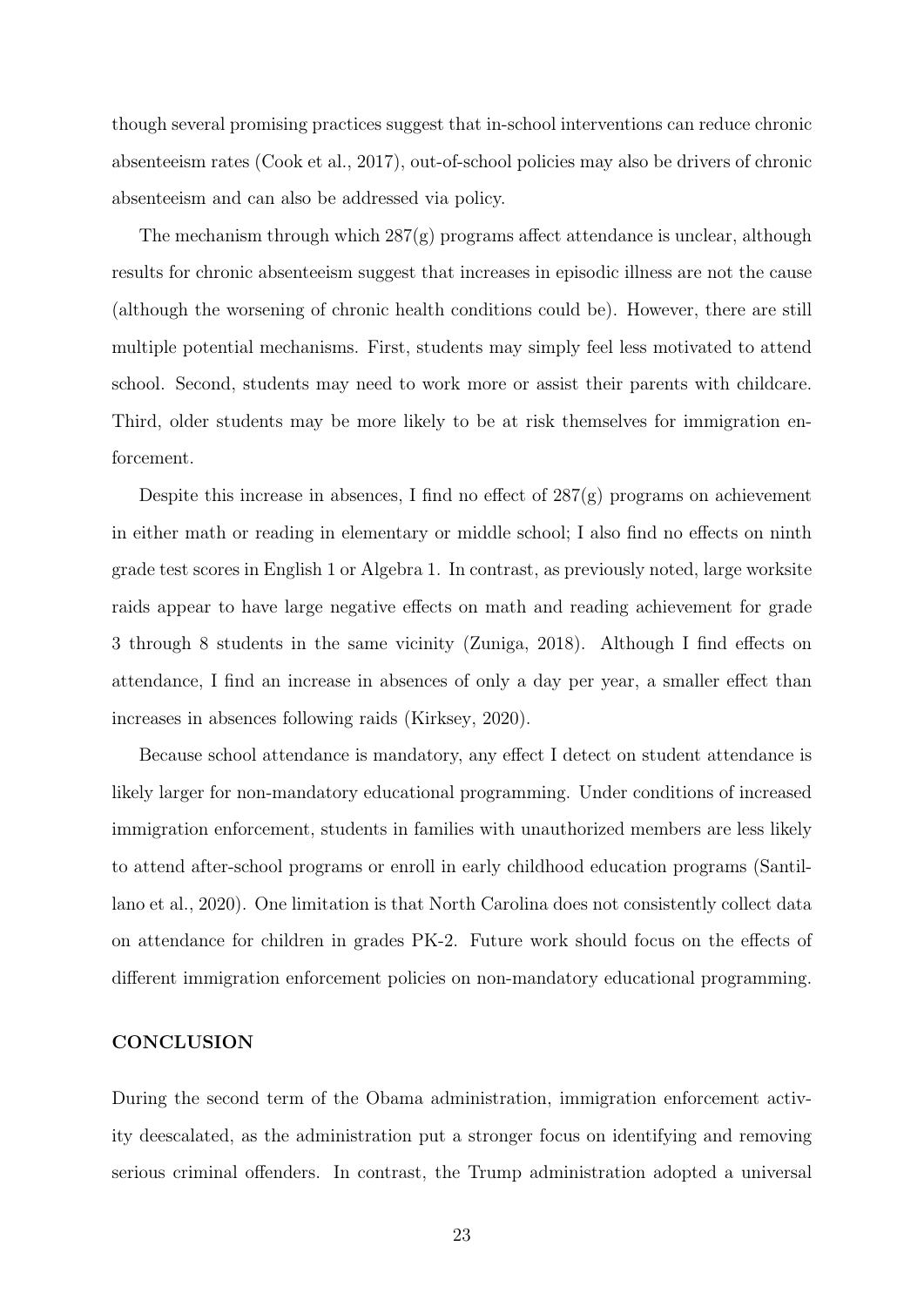though several promising practices suggest that in-school interventions can reduce chronic absenteeism rates (Cook et al., 2017), out-of-school policies may also be drivers of chronic absenteeism and can also be addressed via policy.

The mechanism through which 287(g) programs affect attendance is unclear, although results for chronic absenteeism suggest that increases in episodic illness are not the cause (although the worsening of chronic health conditions could be). However, there are still multiple potential mechanisms. First, students may simply feel less motivated to attend school. Second, students may need to work more or assist their parents with childcare. Third, older students may be more likely to be at risk themselves for immigration enforcement.

Despite this increase in absences, I find no effect of 287(g) programs on achievement in either math or reading in elementary or middle school; I also find no effects on ninth grade test scores in English 1 or Algebra 1. In contrast, as previously noted, large worksite raids appear to have large negative effects on math and reading achievement for grade 3 through 8 students in the same vicinity (Zuniga, 2018). Although I find effects on attendance, I find an increase in absences of only a day per year, a smaller effect than increases in absences following raids (Kirksey, 2020).

Because school attendance is mandatory, any effect I detect on student attendance is likely larger for non-mandatory educational programming. Under conditions of increased immigration enforcement, students in families with unauthorized members are less likely to attend after-school programs or enroll in early childhood education programs (Santillano et al., 2020). One limitation is that North Carolina does not consistently collect data on attendance for children in grades PK-2. Future work should focus on the effects of different immigration enforcement policies on non-mandatory educational programming.

## CONCLUSION

During the second term of the Obama administration, immigration enforcement activity deescalated, as the administration put a stronger focus on identifying and removing serious criminal offenders. In contrast, the Trump administration adopted a universal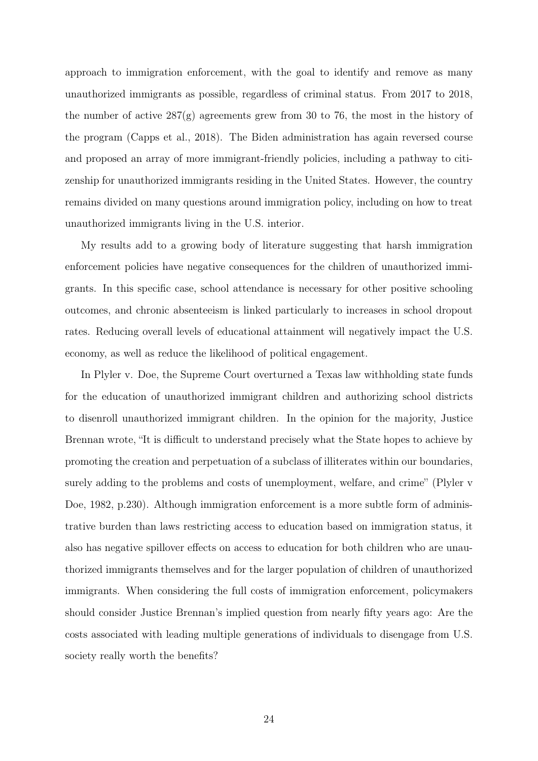approach to immigration enforcement, with the goal to identify and remove as many unauthorized immigrants as possible, regardless of criminal status. From 2017 to 2018, the number of active 287(g) agreements grew from 30 to 76, the most in the history of the program (Capps et al., 2018). The Biden administration has again reversed course and proposed an array of more immigrant-friendly policies, including a pathway to citizenship for unauthorized immigrants residing in the United States. However, the country remains divided on many questions around immigration policy, including on how to treat unauthorized immigrants living in the U.S. interior.

My results add to a growing body of literature suggesting that harsh immigration enforcement policies have negative consequences for the children of unauthorized immigrants. In this specific case, school attendance is necessary for other positive schooling outcomes, and chronic absenteeism is linked particularly to increases in school dropout rates. Reducing overall levels of educational attainment will negatively impact the U.S. economy, as well as reduce the likelihood of political engagement.

In Plyler v. Doe, the Supreme Court overturned a Texas law withholding state funds for the education of unauthorized immigrant children and authorizing school districts to disenroll unauthorized immigrant children. In the opinion for the majority, Justice Brennan wrote, "It is difficult to understand precisely what the State hopes to achieve by promoting the creation and perpetuation of a subclass of illiterates within our boundaries, surely adding to the problems and costs of unemployment, welfare, and crime" (Plyler v Doe, 1982, p.230). Although immigration enforcement is a more subtle form of administrative burden than laws restricting access to education based on immigration status, it also has negative spillover effects on access to education for both children who are unauthorized immigrants themselves and for the larger population of children of unauthorized immigrants. When considering the full costs of immigration enforcement, policymakers should consider Justice Brennan's implied question from nearly fifty years ago: Are the costs associated with leading multiple generations of individuals to disengage from U.S. society really worth the benefits?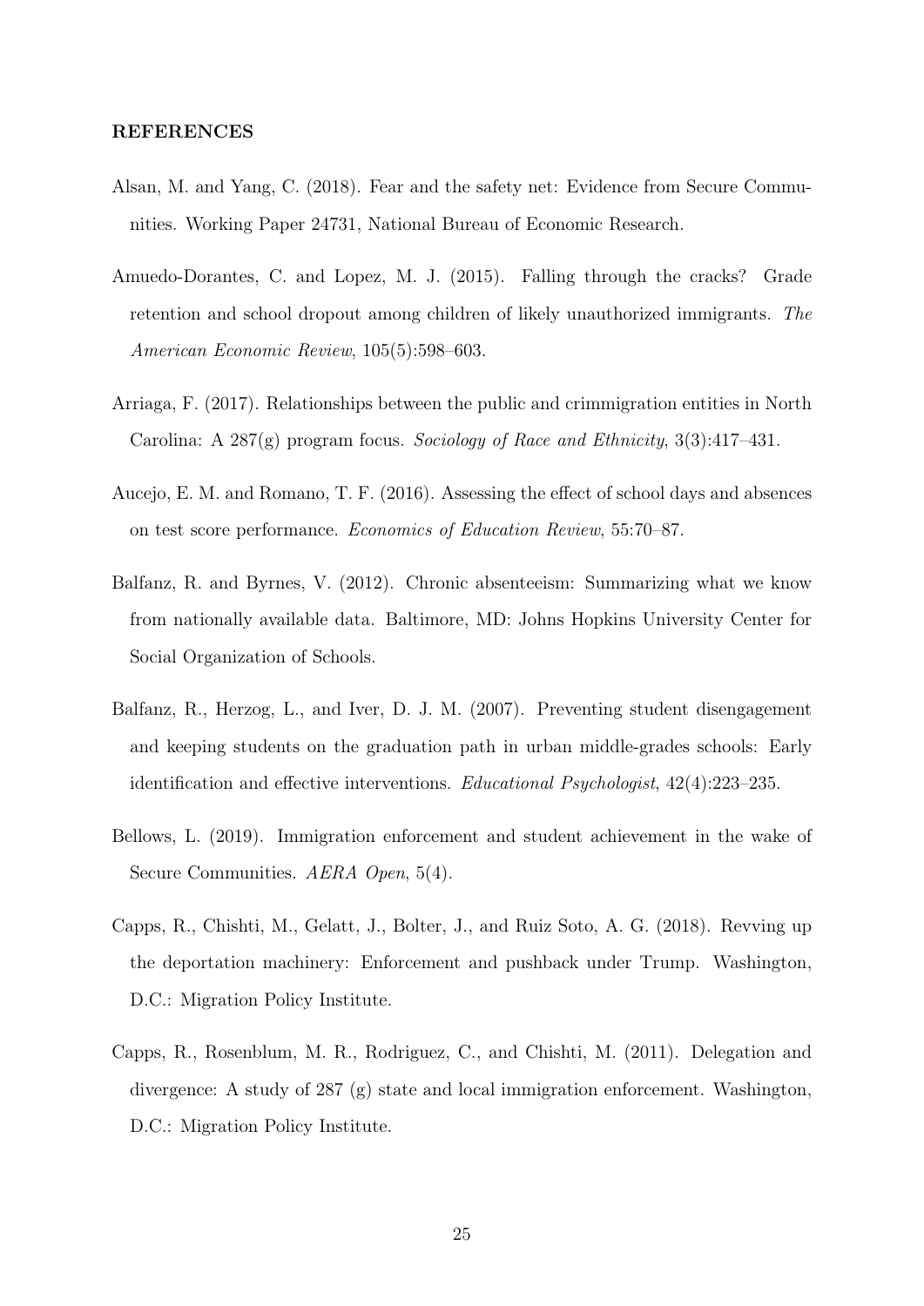**REFERENCES**

Alsan, M. and Yang, C. (2018). Fear and the safety net: Evidence from Secure Communities. Working Paper 24731, National Bureau of Economic Research.

Amuedo-Dorantes, C. and Lopez, M. J. (2015). Falling through the cracks? Grade retention and school dropout among children of likely unauthorized immigrants. *The American Economic Review*, 105(5):598–603.

Arriaga, F. (2017). Relationships between the public and crimmigration entities in North Carolina: A 287(g) program focus. *Sociology of Race and Ethnicity*, 3(3):417–431.

Aucejo, E. M. and Romano, T. F. (2016). Assessing the effect of school days and absences on test score performance. *Economics of Education Review*, 55:70–87.

Balfanz, R. and Byrnes, V. (2012). Chronic absenteeism: Summarizing what we know from nationally available data. Baltimore, MD: Johns Hopkins University Center for Social Organization of Schools.

Balfanz, R., Herzog, L., and Iver, D. J. M. (2007). Preventing student disengagement and keeping students on the graduation path in urban middle-grades schools: Early identification and effective interventions. *Educational Psychologist*, 42(4):223–235.

Bellows, L. (2019). Immigration enforcement and student achievement in the wake of Secure Communities. *AERA Open*, 5(4).

Capps, R., Chishti, M., Gelatt, J., Bolter, J., and Ruiz Soto, A. G. (2018). Revving up the deportation machinery: Enforcement and pushback under Trump. Washington, D.C.: Migration Policy Institute.

Capps, R., Rosenblum, M. R., Rodriguez, C., and Chishti, M. (2011). Delegation and divergence: A study of 287 (g) state and local immigration enforcement. Washington, D.C.: Migration Policy Institute.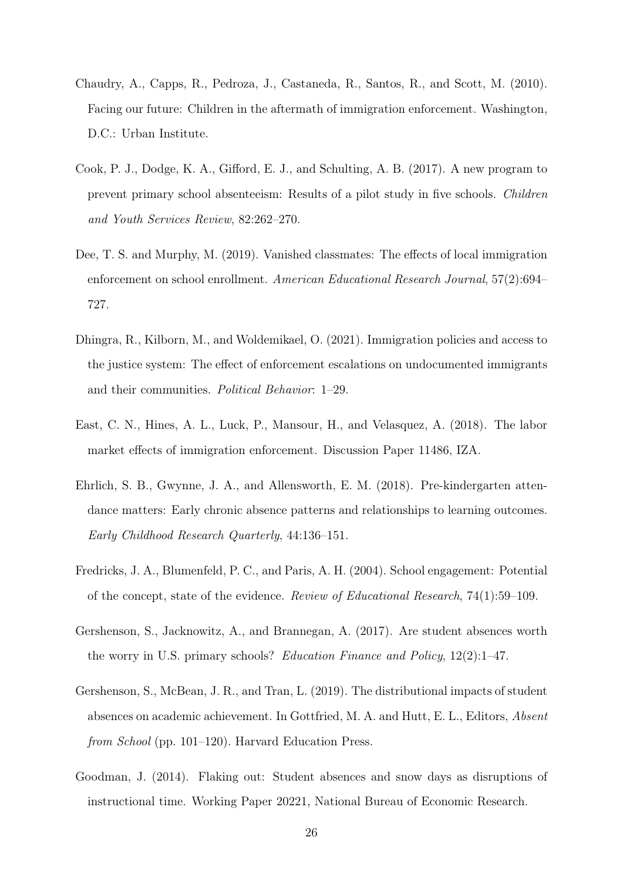Chaudry, A., Capps, R., Pedroza, J., Castaneda, R., Santos, R., and Scott, M. (2010). Facing our future: Children in the aftermath of immigration enforcement. Washington, D.C.: Urban Institute.

Cook, P. J., Dodge, K. A., Gifford, E. J., and Schulting, A. B. (2017). A new program to prevent primary school absenteeism: Results of a pilot study in five schools. *Children and Youth Services Review*, 82:262–270.

Dee, T. S. and Murphy, M. (2019). Vanished classmates: The effects of local immigration enforcement on school enrollment. *American Educational Research Journal*, 57(2):694–727.

Dhingra, R., Kilborn, M., and Woldemikael, O. (2021). Immigration policies and access to the justice system: The effect of enforcement escalations on undocumented immigrants and their communities. *Political Behavior*: 1–29.

East, C. N., Hines, A. L., Luck, P., Mansour, H., and Velasquez, A. (2018). The labor market effects of immigration enforcement. Discussion Paper 11486, IZA.

Ehrlich, S. B., Gwynne, J. A., and Allensworth, E. M. (2018). Pre-kindergarten attendance matters: Early chronic absence patterns and relationships to learning outcomes. *Early Childhood Research Quarterly*, 44:136–151.

Fredricks, J. A., Blumenfeld, P. C., and Paris, A. H. (2004). School engagement: Potential of the concept, state of the evidence. *Review of Educational Research*, 74(1):59–109.

Gershenson, S., Jacknowitz, A., and Brannegan, A. (2017). Are student absences worth the worry in U.S. primary schools? *Education Finance and Policy*, 12(2):1–47.

Gershenson, S., McBean, J. R., and Tran, L. (2019). The distributional impacts of student absences on academic achievement. In Gottfried, M. A. and Hutt, E. L., Editors, *Absent from School* (pp. 101–120). Harvard Education Press.

Goodman, J. (2014). Flaking out: Student absences and snow days as disruptions of instructional time. Working Paper 20221, National Bureau of Economic Research.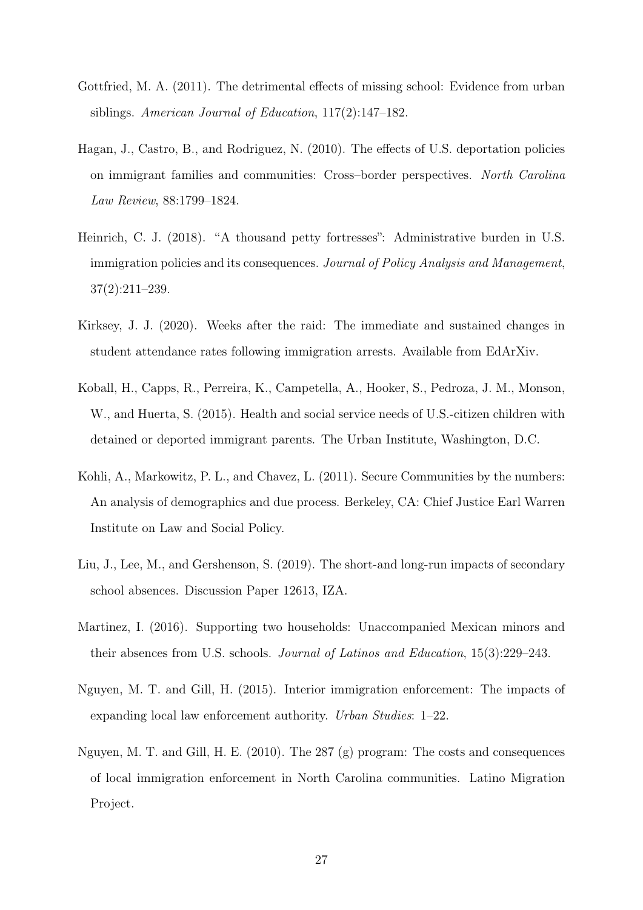Gottfried, M. A. (2011). The detrimental effects of missing school: Evidence from urban siblings. *American Journal of Education*, 117(2):147–182.

Hagan, J., Castro, B., and Rodriguez, N. (2010). The effects of U.S. deportation policies on immigrant families and communities: Cross–border perspectives. *North Carolina Law Review*, 88:1799–1824.

Heinrich, C. J. (2018). "A thousand petty fortresses": Administrative burden in U.S. immigration policies and its consequences. *Journal of Policy Analysis and Management*, 37(2):211–239.

Kirksey, J. J. (2020). Weeks after the raid: The immediate and sustained changes in student attendance rates following immigration arrests. Available from EdArXiv.

Koball, H., Capps, R., Perreira, K., Campetella, A., Hooker, S., Pedroza, J. M., Monson, W., and Huerta, S. (2015). Health and social service needs of U.S.-citizen children with detained or deported immigrant parents. The Urban Institute, Washington, D.C.

Kohli, A., Markowitz, P. L., and Chavez, L. (2011). Secure Communities by the numbers: An analysis of demographics and due process. Berkeley, CA: Chief Justice Earl Warren Institute on Law and Social Policy.

Liu, J., Lee, M., and Gershenson, S. (2019). The short-and long-run impacts of secondary school absences. Discussion Paper 12613, IZA.

Martinez, I. (2016). Supporting two households: Unaccompanied Mexican minors and their absences from U.S. schools. *Journal of Latinos and Education*, 15(3):229–243.

Nguyen, M. T. and Gill, H. (2015). Interior immigration enforcement: The impacts of expanding local law enforcement authority. *Urban Studies*: 1–22.

Nguyen, M. T. and Gill, H. E. (2010). The 287 (g) program: The costs and consequences of local immigration enforcement in North Carolina communities. Latino Migration Project.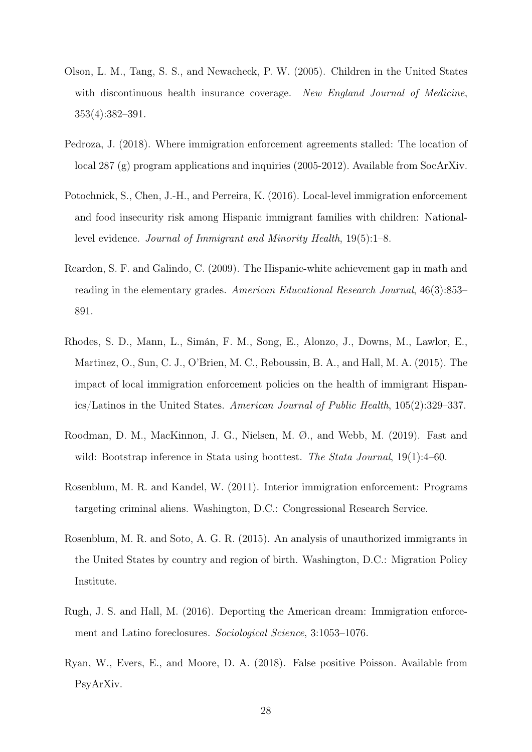Olson, L. M., Tang, S. S., and Newacheck, P. W. (2005). Children in the United States with discontinuous health insurance coverage. *New England Journal of Medicine*, 353(4):382–391.

Pedroza, J. (2018). Where immigration enforcement agreements stalled: The location of local 287 (g) program applications and inquiries (2005-2012). Available from SocArXiv.

Potochnick, S., Chen, J.-H., and Perreira, K. (2016). Local-level immigration enforcement and food insecurity risk among Hispanic immigrant families with children: National-level evidence. *Journal of Immigrant and Minority Health*, 19(5):1–8.

Reardon, S. F. and Galindo, C. (2009). The Hispanic-white achievement gap in math and reading in the elementary grades. *American Educational Research Journal*, 46(3):853–891.

Rhodes, S. D., Mann, L., Simán, F. M., Song, E., Alonzo, J., Downs, M., Lawlor, E., Martinez, O., Sun, C. J., O'Brien, M. C., Reboussin, B. A., and Hall, M. A. (2015). The impact of local immigration enforcement policies on the health of immigrant Hispanics/Latinos in the United States. *American Journal of Public Health*, 105(2):329–337.

Roodman, D. M., MacKinnon, J. G., Nielsen, M. Ø., and Webb, M. (2019). Fast and wild: Bootstrap inference in Stata using boottest. *The Stata Journal*, 19(1):4–60.

Rosenblum, M. R. and Kandel, W. (2011). Interior immigration enforcement: Programs targeting criminal aliens. Washington, D.C.: Congressional Research Service.

Rosenblum, M. R. and Soto, A. G. R. (2015). An analysis of unauthorized immigrants in the United States by country and region of birth. Washington, D.C.: Migration Policy Institute.

Rugh, J. S. and Hall, M. (2016). Deporting the American dream: Immigration enforcement and Latino foreclosures. *Sociological Science*, 3:1053–1076.

Ryan, W., Evers, E., and Moore, D. A. (2018). False positive Poisson. Available from PsyArXiv.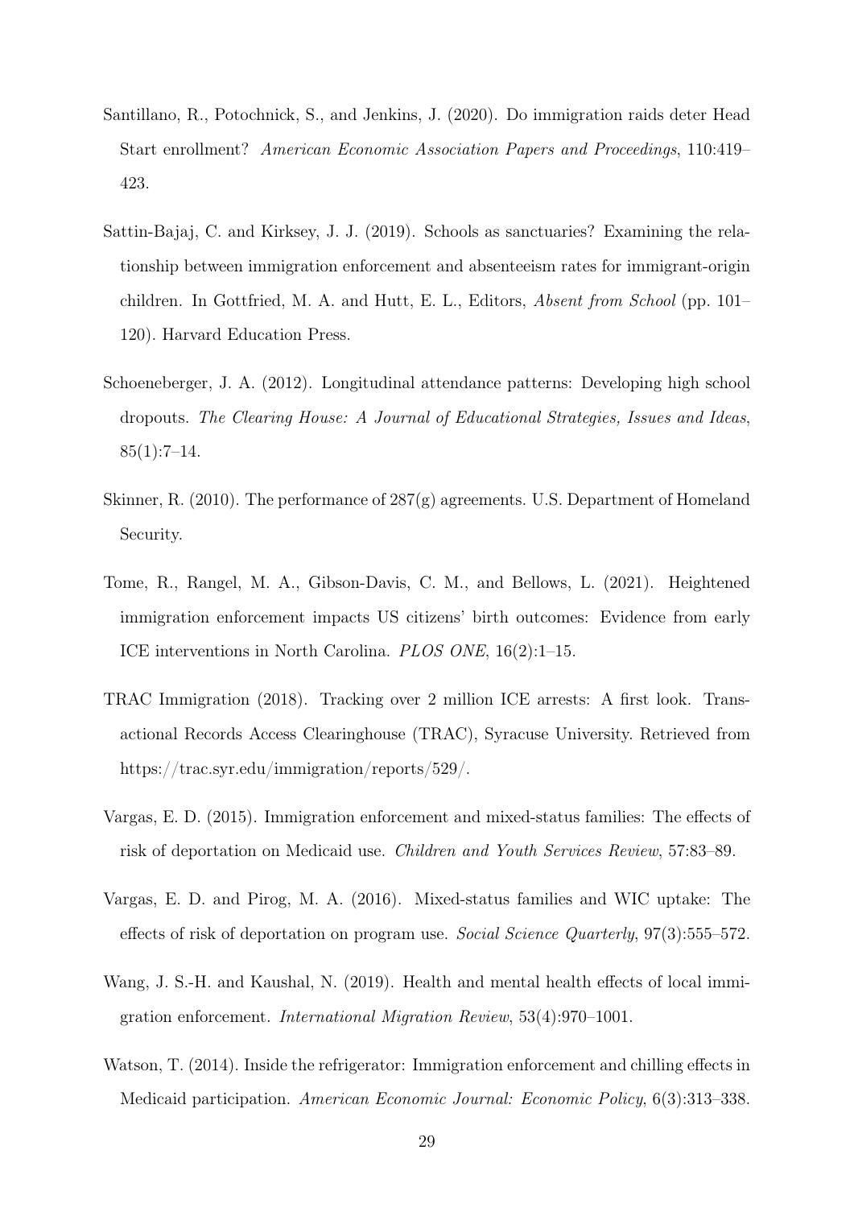Santillano, R., Potochnick, S., and Jenkins, J. (2020). Do immigration raids deter Head Start enrollment? *American Economic Association Papers and Proceedings*, 110:419–423.

Sattin-Bajaj, C. and Kirksey, J. J. (2019). Schools as sanctuaries? Examining the relationship between immigration enforcement and absenteeism rates for immigrant-origin children. In Gottfried, M. A. and Hutt, E. L., Editors, *Absent from School* (pp. 101–120). Harvard Education Press.

Schoeneberger, J. A. (2012). Longitudinal attendance patterns: Developing high school dropouts. *The Clearing House: A Journal of Educational Strategies, Issues and Ideas*, 85(1):7–14.

Skinner, R. (2010). The performance of 287(g) agreements. U.S. Department of Homeland Security.

Tome, R., Rangel, M. A., Gibson-Davis, C. M., and Bellows, L. (2021). Heightened immigration enforcement impacts US citizens' birth outcomes: Evidence from early ICE interventions in North Carolina. *PLOS ONE*, 16(2):1–15.

TRAC Immigration (2018). Tracking over 2 million ICE arrests: A first look. Transactional Records Access Clearinghouse (TRAC), Syracuse University. Retrieved from https://trac.syr.edu/immigration/reports/529/.

Vargas, E. D. (2015). Immigration enforcement and mixed-status families: The effects of risk of deportation on Medicaid use. *Children and Youth Services Review*, 57:83–89.

Vargas, E. D. and Pirog, M. A. (2016). Mixed-status families and WIC uptake: The effects of risk of deportation on program use. *Social Science Quarterly*, 97(3):555–572.

Wang, J. S.-H. and Kaushal, N. (2019). Health and mental health effects of local immigration enforcement. *International Migration Review*, 53(4):970–1001.

Watson, T. (2014). Inside the refrigerator: Immigration enforcement and chilling effects in Medicaid participation. *American Economic Journal: Economic Policy*, 6(3):313–338.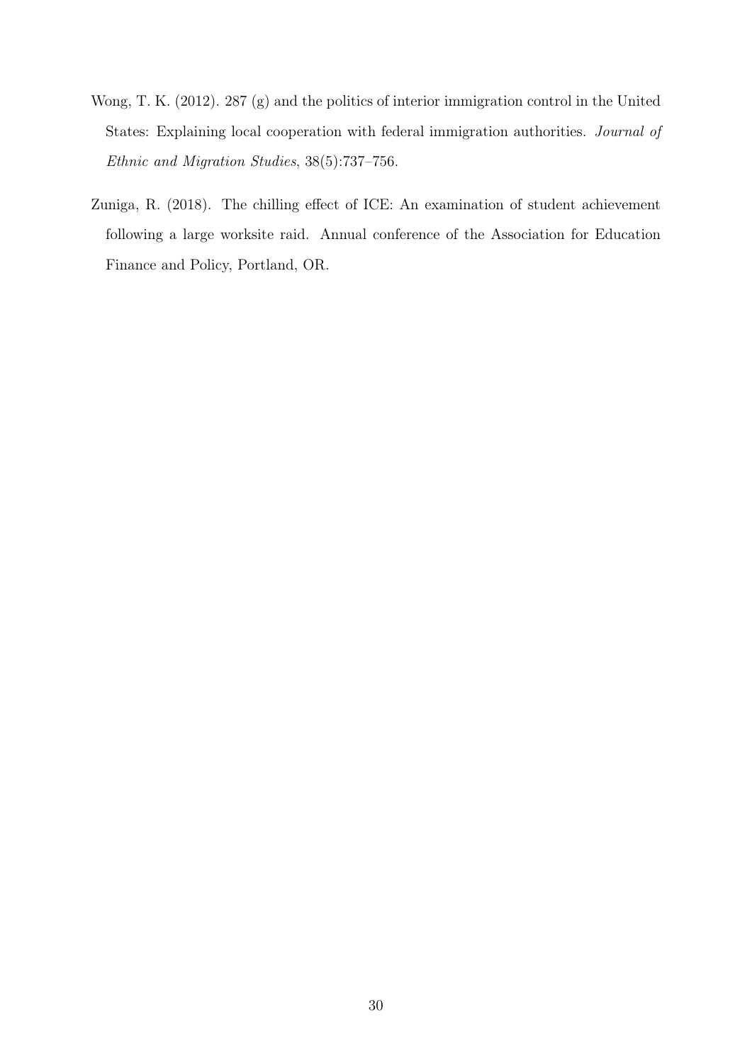Wong, T. K. (2012). 287 (g) and the politics of interior immigration control in the United States: Explaining local cooperation with federal immigration authorities. *Journal of Ethnic and Migration Studies*, 38(5):737–756.

Zuniga, R. (2018). The chilling effect of ICE: An examination of student achievement following a large worksite raid. Annual conference of the Association for Education Finance and Policy, Portland, OR.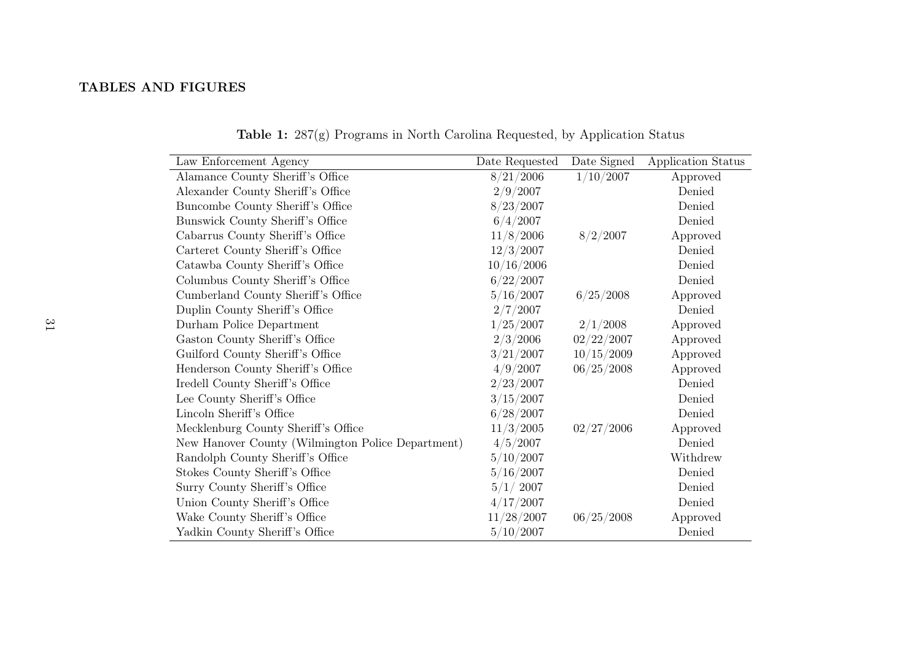**TABLES AND FIGURES**

**Table 1:** 287(g) Programs in North Carolina Requested, by Application Status

| Law Enforcement Agency | Date Requested | Date Signed | Application Status |
|---|---|---|---|
| Alamance County Sheriff's Office | 8/21/2006 | 1/10/2007 | Approved |
| Alexander County Sheriff's Office | 2/9/2007 | | Denied |
| Buncombe County Sheriff's Office | 8/23/2007 | | Denied |
| Bunswick County Sheriff's Office | 6/4/2007 | | Denied |
| Cabarrus County Sheriff's Office | 11/8/2006 | 8/2/2007 | Approved |
| Carteret County Sheriff's Office | 12/3/2007 | | Denied |
| Catawba County Sheriff's Office | 10/16/2006 | | Denied |
| Columbus County Sheriff's Office | 6/22/2007 | | Denied |
| Cumberland County Sheriff's Office | 5/16/2007 | 6/25/2008 | Approved |
| Duplin County Sheriff's Office | 2/7/2007 | | Denied |
| Durham Police Department | 1/25/2007 | 2/1/2008 | Approved |
| Gaston County Sheriff's Office | 2/3/2006 | 02/22/2007 | Approved |
| Guilford County Sheriff's Office | 3/21/2007 | 10/15/2009 | Approved |
| Henderson County Sheriff's Office | 4/9/2007 | 06/25/2008 | Approved |
| Iredell County Sheriff's Office | 2/23/2007 | | Denied |
| Lee County Sheriff's Office | 3/15/2007 | | Denied |
| Lincoln Sheriff's Office | 6/28/2007 | | Denied |
| Mecklenburg County Sheriff's Office | 11/3/2005 | 02/27/2006 | Approved |
| New Hanover County (Wilmington Police Department) | 4/5/2007 | | Denied |
| Randolph County Sheriff's Office | 5/10/2007 | | Withdrew |
| Stokes County Sheriff's Office | 5/16/2007 | | Denied |
| Surry County Sheriff's Office | 5/1/ 2007 | | Denied |
| Union County Sheriff's Office | 4/17/2007 | | Denied |
| Wake County Sheriff's Office | 11/28/2007 | 06/25/2008 | Approved |
| Yadkin County Sheriff's Office | 5/10/2007 | | Denied |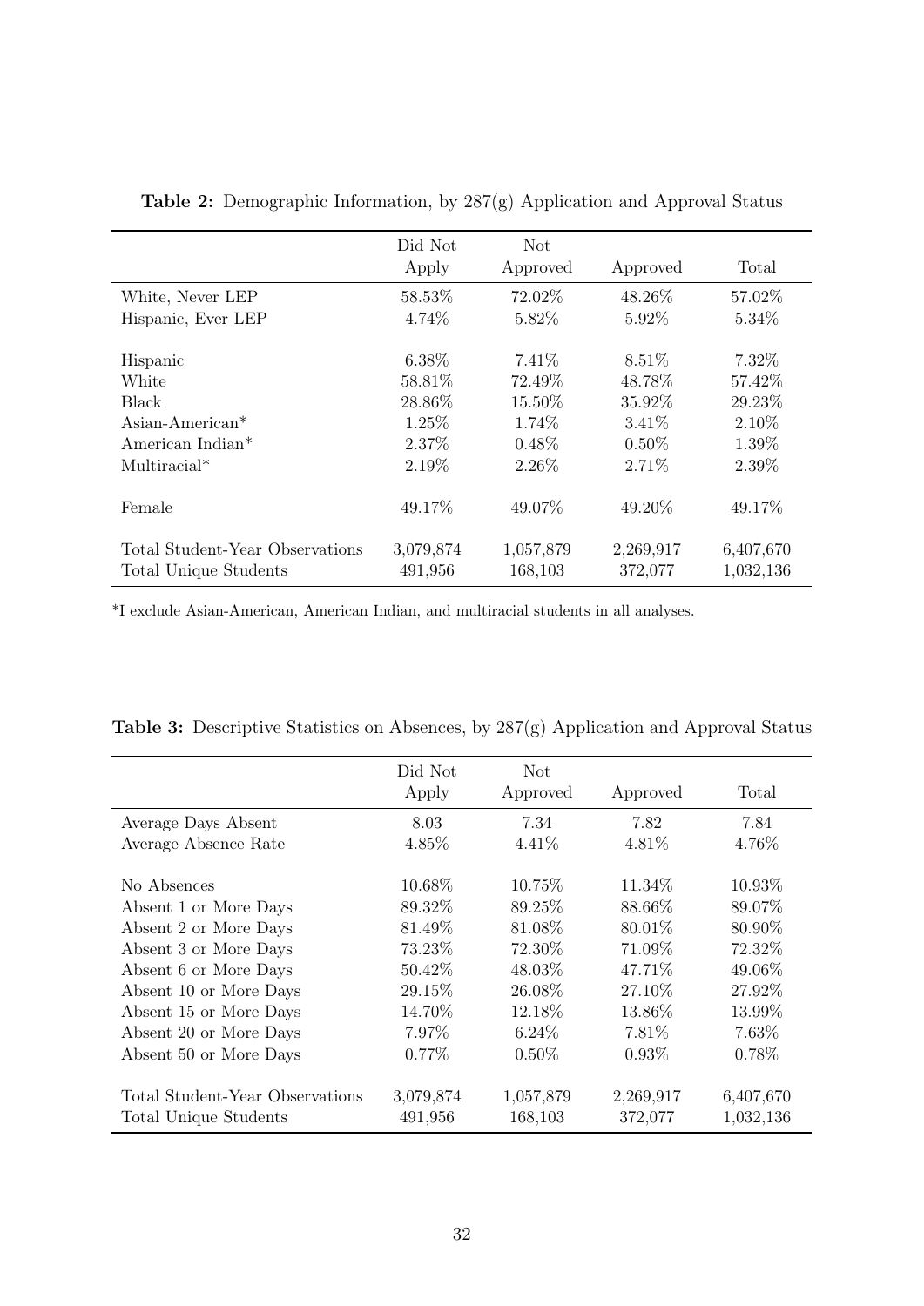**Table 2:** Demographic Information, by 287(g) Application and Approval Status

| | Did Not Apply | Not Approved | Approved | Total |
|---|---|---|---|---|
| White, Never LEP | 58.53% | 72.02% | 48.26% | 57.02% |
| Hispanic, Ever LEP | 4.74% | 5.82% | 5.92% | 5.34% |
| | | | | |
| Hispanic | 6.38% | 7.41% | 8.51% | 7.32% |
| White | 58.81% | 72.49% | 48.78% | 57.42% |
| Black | 28.86% | 15.50% | 35.92% | 29.23% |
| Asian-American* | 1.25% | 1.74% | 3.41% | 2.10% |
| American Indian* | 2.37% | 0.48% | 0.50% | 1.39% |
| Multiracial* | 2.19% | 2.26% | 2.71% | 2.39% |
| | | | | |
| Female | 49.17% | 49.07% | 49.20% | 49.17% |
| | | | | |
| Total Student-Year Observations | 3,079,874 | 1,057,879 | 2,269,917 | 6,407,670 |
| Total Unique Students | 491,956 | 168,103 | 372,077 | 1,032,136 |

*I exclude Asian-American, American Indian, and multiracial students in all analyses.

**Table 3:** Descriptive Statistics on Absences, by 287(g) Application and Approval Status

| | Did Not Apply | Not Approved | Approved | Total |
|---|---|---|---|---|
| Average Days Absent | 8.03 | 7.34 | 7.82 | 7.84 |
| Average Absence Rate | 4.85% | 4.41% | 4.81% | 4.76% |
| | | | | |
| No Absences | 10.68% | 10.75% | 11.34% | 10.93% |
| Absent 1 or More Days | 89.32% | 89.25% | 88.66% | 89.07% |
| Absent 2 or More Days | 81.49% | 81.08% | 80.01% | 80.90% |
| Absent 3 or More Days | 73.23% | 72.30% | 71.09% | 72.32% |
| Absent 6 or More Days | 50.42% | 48.03% | 47.71% | 49.06% |
| Absent 10 or More Days | 29.15% | 26.08% | 27.10% | 27.92% |
| Absent 15 or More Days | 14.70% | 12.18% | 13.86% | 13.99% |
| Absent 20 or More Days | 7.97% | 6.24% | 7.81% | 7.63% |
| Absent 50 or More Days | 0.77% | 0.50% | 0.93% | 0.78% |
| | | | | |
| Total Student-Year Observations | 3,079,874 | 1,057,879 | 2,269,917 | 6,407,670 |
| Total Unique Students | 491,956 | 168,103 | 372,077 | 1,032,136 |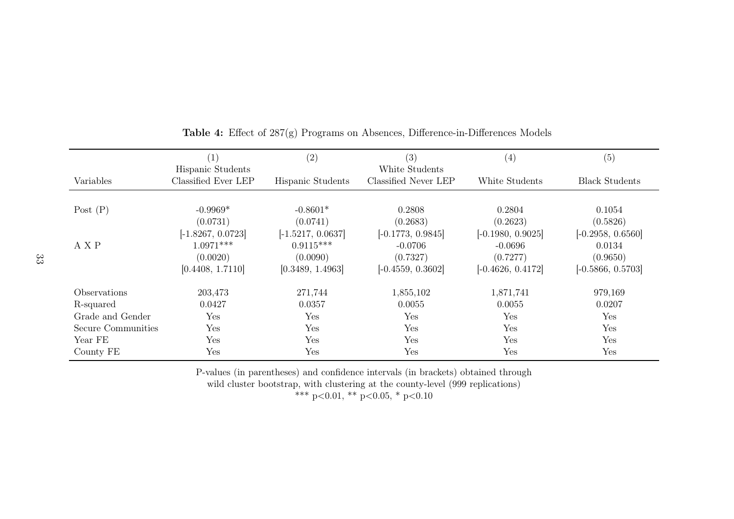**Table 4:** Effect of 287(g) Programs on Absences, Difference-in-Differences Models

| Variables | (1) Hispanic Students Classified Ever LEP | (2) Hispanic Students | (3) White Students Classified Never LEP | (4) White Students | (5) Black Students |
|---|---|---|---|---|---|
| Post (P) | -0.9969* | -0.8601* | 0.2808 | 0.2804 | 0.1054 |
| | (0.0731) | (0.0741) | (0.2683) | (0.2623) | (0.5826) |
| | [-1.8267, 0.0723] | [-1.5217, 0.0637] | [-0.1773, 0.9845] | [-0.1980, 0.9025] | [-0.2958, 0.6560] |
| A X P | 1.0971*** | 0.9115*** | -0.0706 | -0.0696 | 0.0134 |
| | (0.0020) | (0.0090) | (0.7327) | (0.7277) | (0.9650) |
| | [0.4408, 1.7110] | [0.3489, 1.4963] | [-0.4559, 0.3602] | [-0.4626, 0.4172] | [-0.5866, 0.5703] |
| Observations | 203,473 | 271,744 | 1,855,102 | 1,871,741 | 979,169 |
| R-squared | 0.0427 | 0.0357 | 0.0055 | 0.0055 | 0.0207 |
| Grade and Gender | Yes | Yes | Yes | Yes | Yes |
| Secure Communities | Yes | Yes | Yes | Yes | Yes |
| Year FE | Yes | Yes | Yes | Yes | Yes |
| County FE | Yes | Yes | Yes | Yes | Yes |

P-values (in parentheses) and confidence intervals (in brackets) obtained through wild cluster bootstrap, with clustering at the county-level (999 replications)
*** p<0.01, ** p<0.05, * p<0.10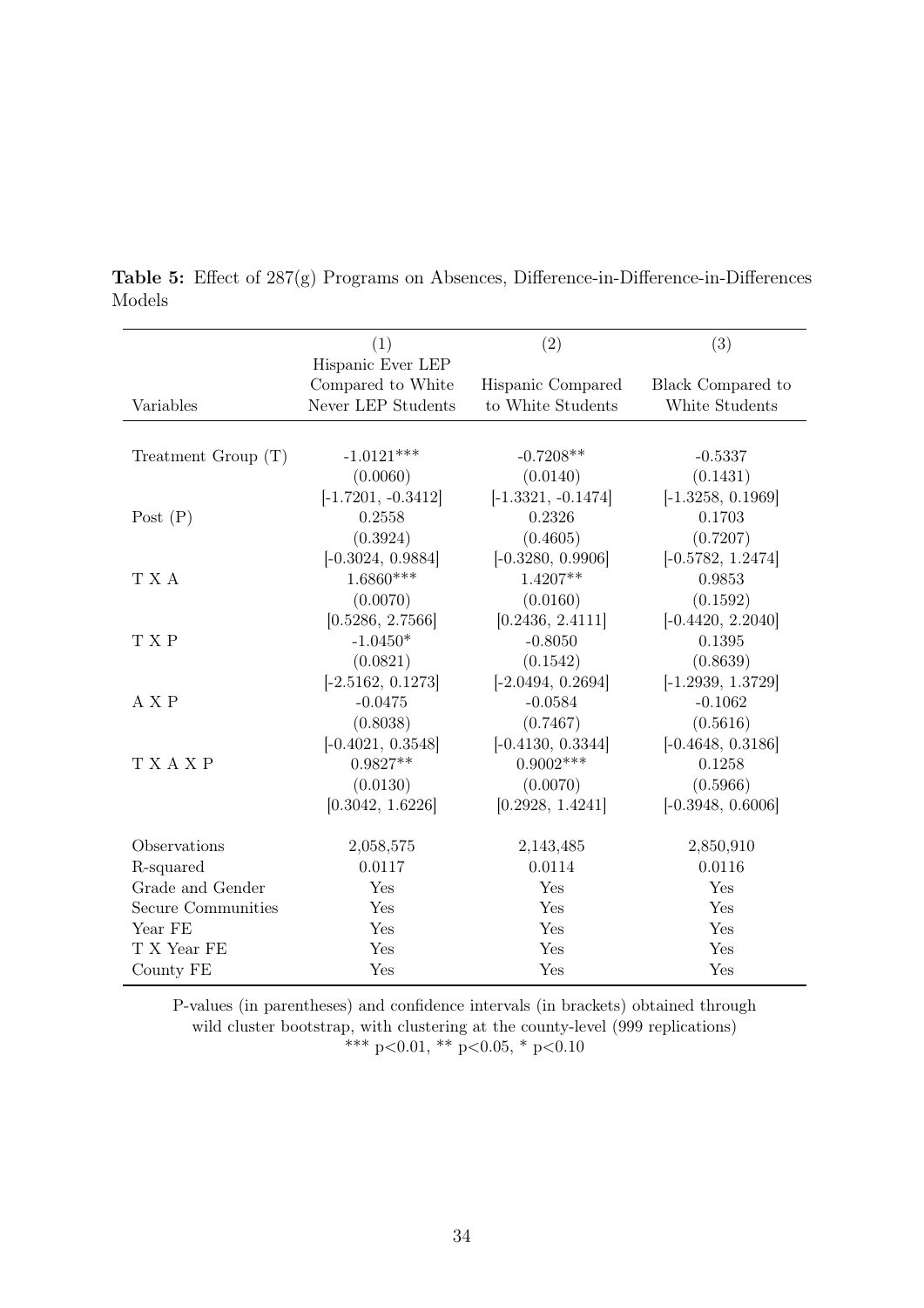**Table 5:** Effect of 287(g) Programs on Absences, Difference-in-Difference-in-Differences Models

| Variables | (1) Hispanic Ever LEP Compared to White Never LEP Students | (2) Hispanic Compared to White Students | (3) Black Compared to White Students |
|---|---|---|---|
| Treatment Group (T) | -1.0121*** | -0.7208** | -0.5337 |
| | (0.0060) | (0.0140) | (0.1431) |
| | [-1.7201, -0.3412] | [-1.3321, -0.1474] | [-1.3258, 0.1969] |
| Post (P) | 0.2558 | 0.2326 | 0.1703 |
| | (0.3924) | (0.4605) | (0.7207) |
| | [-0.3024, 0.9884] | [-0.3280, 0.9906] | [-0.5782, 1.2474] |
| T X A | 1.6860*** | 1.4207** | 0.9853 |
| | (0.0070) | (0.0160) | (0.1592) |
| | [0.5286, 2.7566] | [0.2436, 2.4111] | [-0.4420, 2.2040] |
| T X P | -1.0450* | -0.8050 | 0.1395 |
| | (0.0821) | (0.1542) | (0.8639) |
| | [-2.5162, 0.1273] | [-2.0494, 0.2694] | [-1.2939, 1.3729] |
| A X P | -0.0475 | -0.0584 | -0.1062 |
| | (0.8038) | (0.7467) | (0.5616) |
| | [-0.4021, 0.3548] | [-0.4130, 0.3344] | [-0.4648, 0.3186] |
| T X A X P | 0.9827** | 0.9002*** | 0.1258 |
| | (0.0130) | (0.0070) | (0.5966) |
| | [0.3042, 1.6226] | [0.2928, 1.4241] | [-0.3948, 0.6006] |
| Observations | 2,058,575 | 2,143,485 | 2,850,910 |
| R-squared | 0.0117 | 0.0114 | 0.0116 |
| Grade and Gender | Yes | Yes | Yes |
| Secure Communities | Yes | Yes | Yes |
| Year FE | Yes | Yes | Yes |
| T X Year FE | Yes | Yes | Yes |
| County FE | Yes | Yes | Yes |

P-values (in parentheses) and confidence intervals (in brackets) obtained through wild cluster bootstrap, with clustering at the county-level (999 replications)
*** p<0.01, ** p<0.05, * p<0.10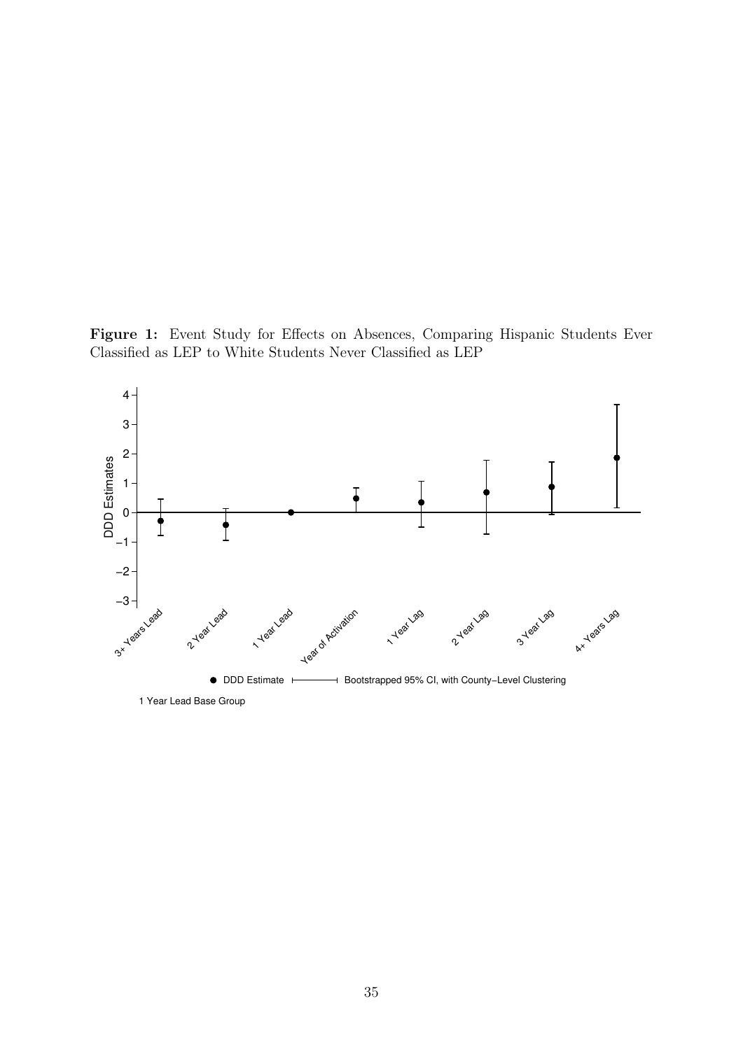**Figure 1:** Event Study for Effects on Absences, Comparing Hispanic Students Ever Classified as LEP to White Students Never Classified as LEP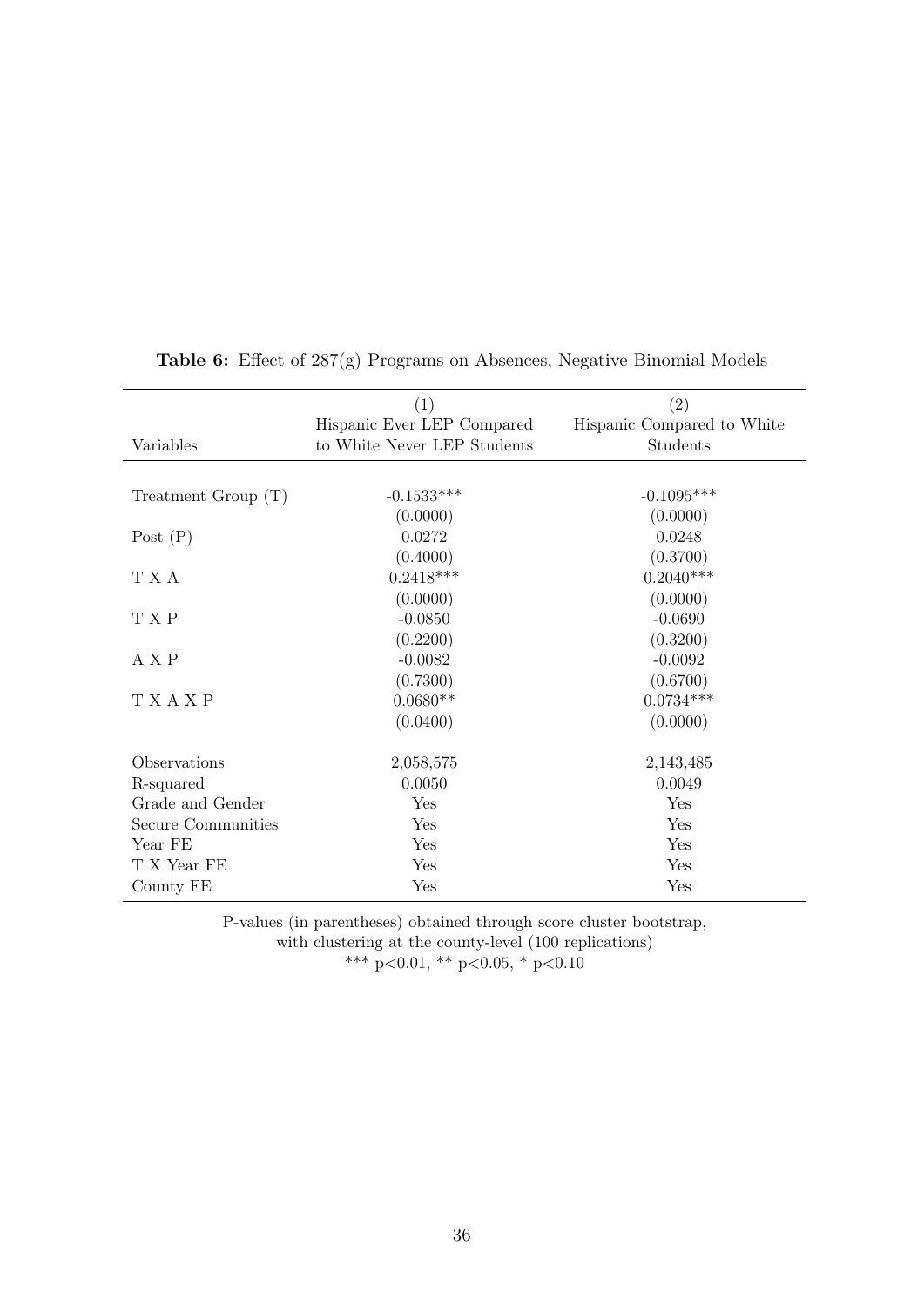**Table 6:** Effect of 287(g) Programs on Absences, Negative Binomial Models

| Variables | (1) Hispanic Ever LEP Compared to White Never LEP Students | (2) Hispanic Compared to White Students |
|---|---|---|
| Treatment Group (T) | -0.1533*** | -0.1095*** |
| | (0.0000) | (0.0000) |
| Post (P) | 0.0272 | 0.0248 |
| | (0.4000) | (0.3700) |
| T X A | 0.2418*** | 0.2040*** |
| | (0.0000) | (0.0000) |
| T X P | -0.0850 | -0.0690 |
| | (0.2200) | (0.3200) |
| A X P | -0.0082 | -0.0092 |
| | (0.7300) | (0.6700) |
| T X A X P | 0.0680** | 0.0734*** |
| | (0.0400) | (0.0000) |
| Observations | 2,058,575 | 2,143,485 |
| R-squared | 0.0050 | 0.0049 |
| Grade and Gender | Yes | Yes |
| Secure Communities | Yes | Yes |
| Year FE | Yes | Yes |
| T X Year FE | Yes | Yes |
| County FE | Yes | Yes |

P-values (in parentheses) obtained through score cluster bootstrap, with clustering at the county-level (100 replications)
*** p<0.01, ** p<0.05, * p<0.10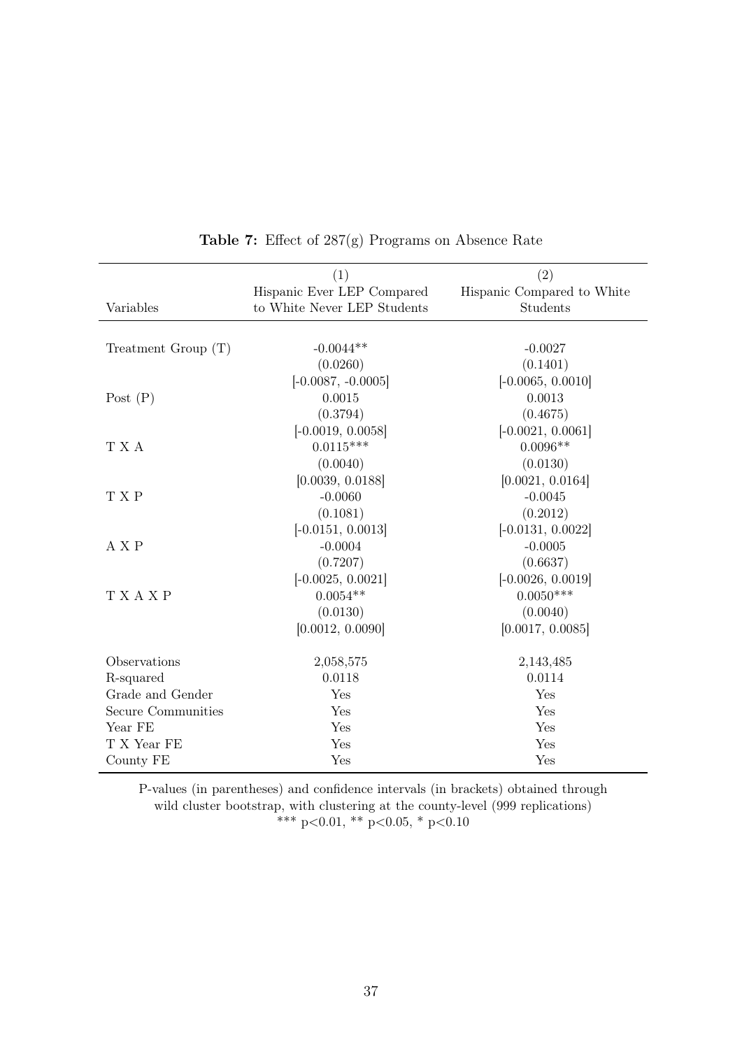**Table 7:** Effect of 287(g) Programs on Absence Rate

| Variables | (1)<br>Hispanic Ever LEP Compared to White Never LEP Students | (2)<br>Hispanic Compared to White Students |
|---|---|---|
| Treatment Group (T) | -0.0044** | -0.0027 |
| | (0.0260) | (0.1401) |
| | [-0.0087, -0.0005] | [-0.0065, 0.0010] |
| Post (P) | 0.0015 | 0.0013 |
| | (0.3794) | (0.4675) |
| | [-0.0019, 0.0058] | [-0.0021, 0.0061] |
| T X A | 0.0115*** | 0.0096** |
| | (0.0040) | (0.0130) |
| | [0.0039, 0.0188] | [0.0021, 0.0164] |
| T X P | -0.0060 | -0.0045 |
| | (0.1081) | (0.2012) |
| | [-0.0151, 0.0013] | [-0.0131, 0.0022] |
| A X P | -0.0004 | -0.0005 |
| | (0.7207) | (0.6637) |
| | [-0.0025, 0.0021] | [-0.0026, 0.0019] |
| T X A X P | 0.0054** | 0.0050*** |
| | (0.0130) | (0.0040) |
| | [0.0012, 0.0090] | [0.0017, 0.0085] |
| Observations | 2,058,575 | 2,143,485 |
| R-squared | 0.0118 | 0.0114 |
| Grade and Gender | Yes | Yes |
| Secure Communities | Yes | Yes |
| Year FE | Yes | Yes |
| T X Year FE | Yes | Yes |
| County FE | Yes | Yes |

P-values (in parentheses) and confidence intervals (in brackets) obtained through wild cluster bootstrap, with clustering at the county-level (999 replications)
*** p<0.01, ** p<0.05, * p<0.10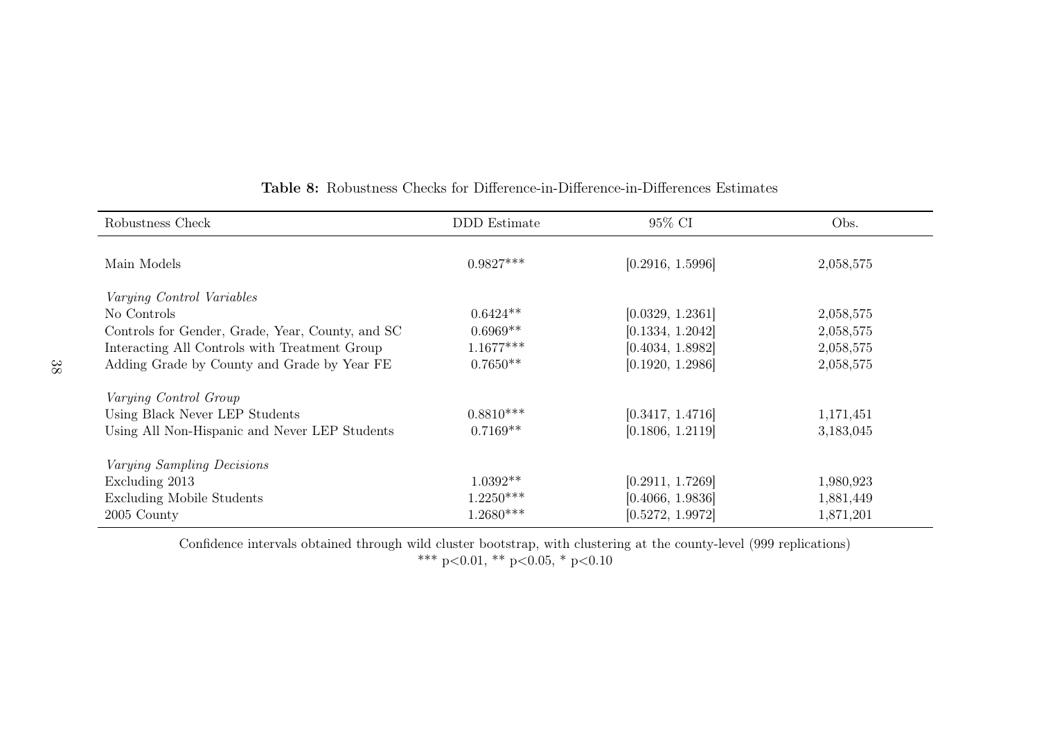**Table 8:** Robustness Checks for Difference-in-Difference-in-Differences Estimates

| Robustness Check | DDD Estimate | 95% CI | Obs. |
|---|---|---|---|
| Main Models | 0.9827*** | [0.2916, 1.5996] | 2,058,575 |
| *Varying Control Variables* | | | |
| No Controls | 0.6424** | [0.0329, 1.2361] | 2,058,575 |
| Controls for Gender, Grade, Year, County, and SC | 0.6969** | [0.1334, 1.2042] | 2,058,575 |
| Interacting All Controls with Treatment Group | 1.1677*** | [0.4034, 1.8982] | 2,058,575 |
| Adding Grade by County and Grade by Year FE | 0.7650** | [0.1920, 1.2986] | 2,058,575 |
| *Varying Control Group* | | | |
| Using Black Never LEP Students | 0.8810*** | [0.3417, 1.4716] | 1,171,451 |
| Using All Non-Hispanic and Never LEP Students | 0.7169** | [0.1806, 1.2119] | 3,183,045 |
| *Varying Sampling Decisions* | | | |
| Excluding 2013 | 1.0392** | [0.2911, 1.7269] | 1,980,923 |
| Excluding Mobile Students | 1.2250*** | [0.4066, 1.9836] | 1,881,449 |
| 2005 County | 1.2680*** | [0.5272, 1.9972] | 1,871,201 |

Confidence intervals obtained through wild cluster bootstrap, with clustering at the county-level (999 replications)
*** p<0.01, ** p<0.05, * p<0.10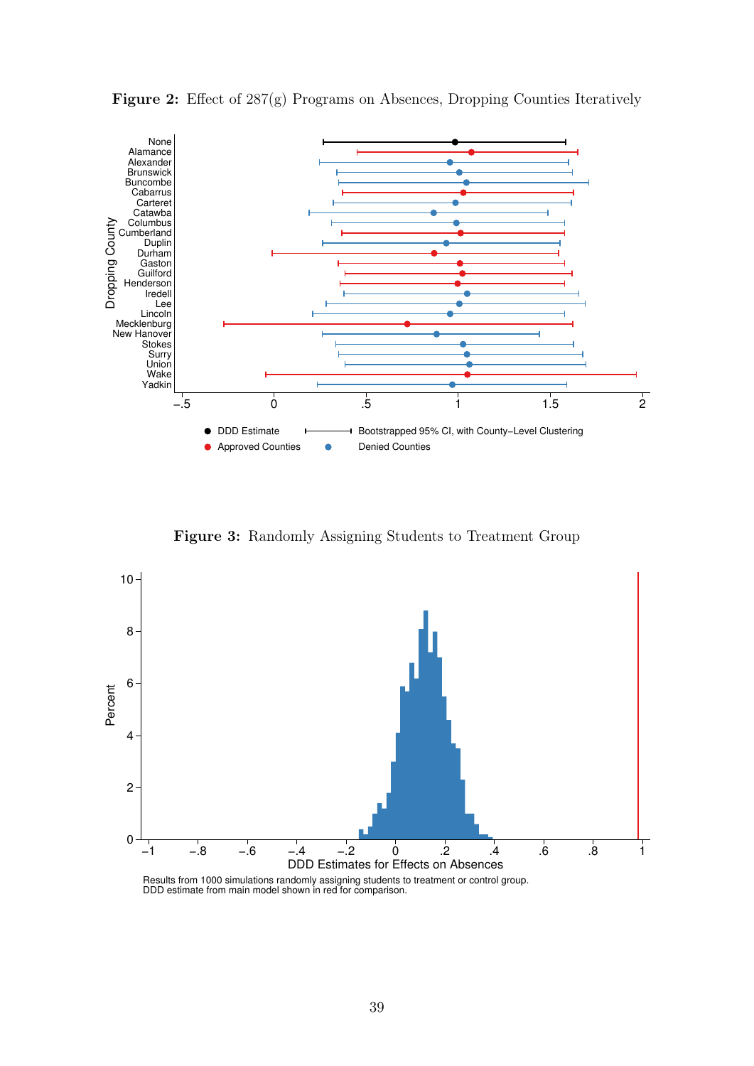**Figure 2:** Effect of 287(g) Programs on Absences, Dropping Counties Iteratively

**Figure 3:** Randomly Assigning Students to Treatment Group

Results from 1000 simulations randomly assigning students to treatment or control group.
DDD estimate from main model shown in red for comparison.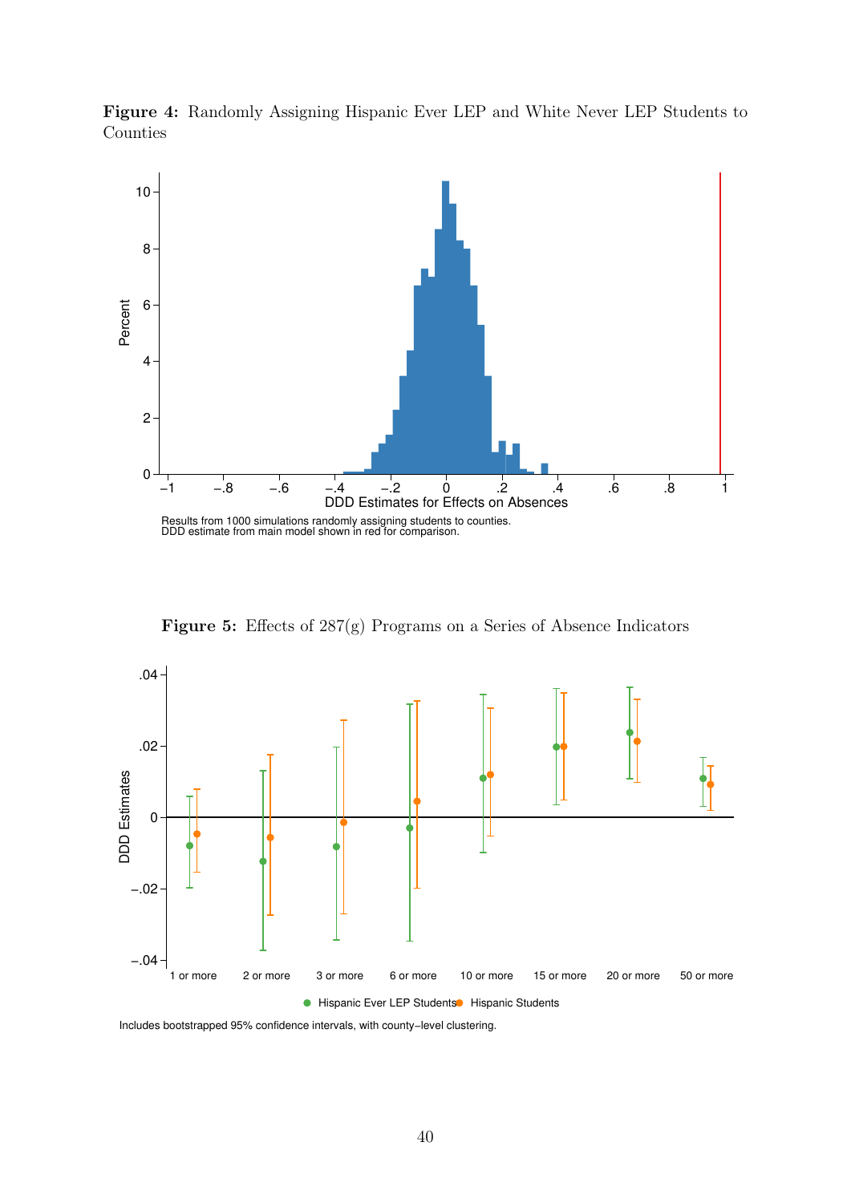**Figure 4:** Randomly Assigning Hispanic Ever LEP and White Never LEP Students to Counties

Results from 1000 simulations randomly assigning students to counties.
DDD estimate from main model shown in red for comparison.

**Figure 5:** Effects of 287(g) Programs on a Series of Absence Indicators

Includes bootstrapped 95% confidence intervals, with county−level clustering.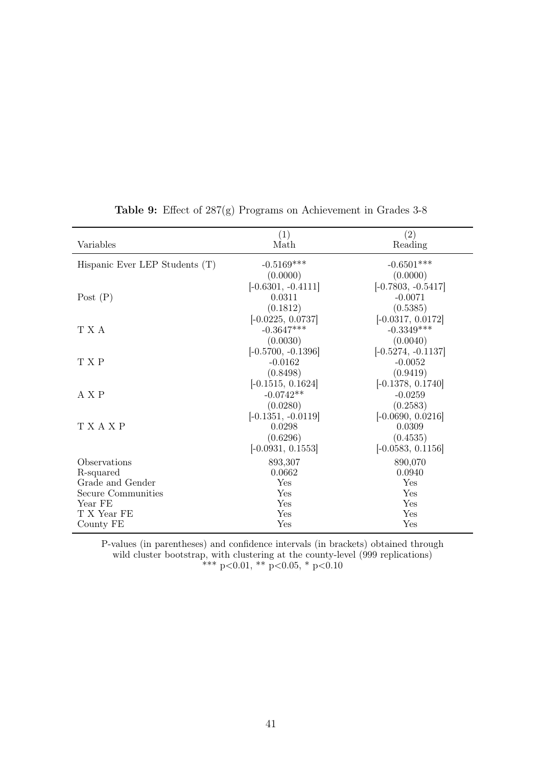**Table 9:** Effect of 287(g) Programs on Achievement in Grades 3-8

| Variables | (1)<br>Math | (2)<br>Reading |
|---|---|---|
| Hispanic Ever LEP Students (T) | -0.5169*** | -0.6501*** |
| | (0.0000) | (0.0000) |
| | [-0.6301, -0.4111] | [-0.7803, -0.5417] |
| Post (P) | 0.0311 | -0.0071 |
| | (0.1812) | (0.5385) |
| | [-0.0225, 0.0737] | [-0.0317, 0.0172] |
| T X A | -0.3647*** | -0.3349*** |
| | (0.0030) | (0.0040) |
| | [-0.5700, -0.1396] | [-0.5274, -0.1137] |
| T X P | -0.0162 | -0.0052 |
| | (0.8498) | (0.9419) |
| | [-0.1515, 0.1624] | [-0.1378, 0.1740] |
| A X P | -0.0742** | -0.0259 |
| | (0.0280) | (0.2583) |
| | [-0.1351, -0.0119] | [-0.0690, 0.0216] |
| T X A X P | 0.0298 | 0.0309 |
| | (0.6296) | (0.4535) |
| | [-0.0931, 0.1553] | [-0.0583, 0.1156] |
| Observations | 893,307 | 890,070 |
| R-squared | 0.0662 | 0.0940 |
| Grade and Gender | Yes | Yes |
| Secure Communities | Yes | Yes |
| Year FE | Yes | Yes |
| T X Year FE | Yes | Yes |
| County FE | Yes | Yes |

P-values (in parentheses) and confidence intervals (in brackets) obtained through wild cluster bootstrap, with clustering at the county-level (999 replications)
*** p<0.01, ** p<0.05, * p<0.10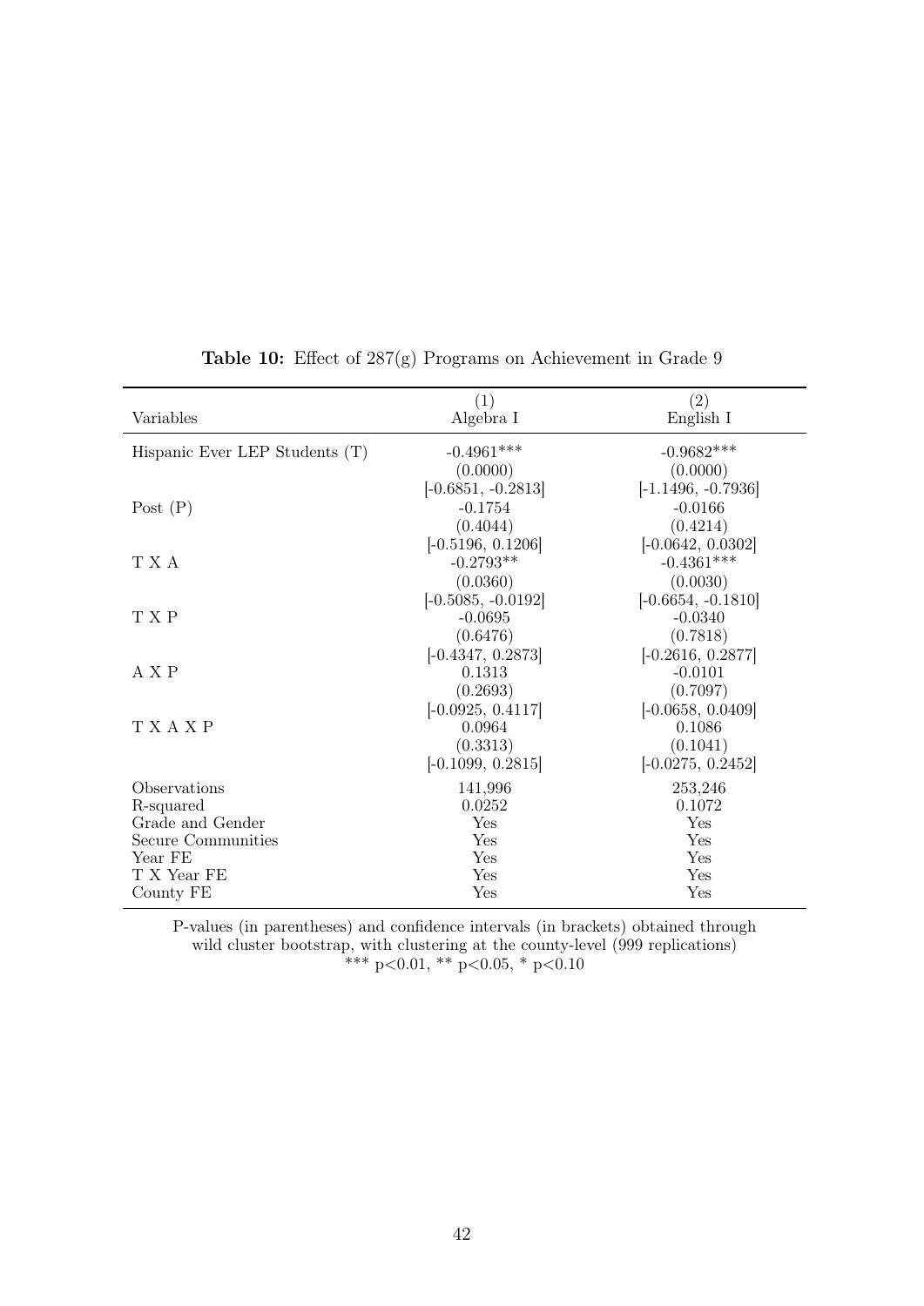**Table 10:** Effect of 287(g) Programs on Achievement in Grade 9

| Variables | (1)<br>Algebra I | (2)<br>English I |
|---|---|---|
| Hispanic Ever LEP Students (T) | -0.4961*** | -0.9682*** |
| | (0.0000) | (0.0000) |
| | [-0.6851, -0.2813] | [-1.1496, -0.7936] |
| Post (P) | -0.1754 | -0.0166 |
| | (0.4044) | (0.4214) |
| | [-0.5196, 0.1206] | [-0.0642, 0.0302] |
| T X A | -0.2793** | -0.4361*** |
| | (0.0360) | (0.0030) |
| | [-0.5085, -0.0192] | [-0.6654, -0.1810] |
| T X P | -0.0695 | -0.0340 |
| | (0.6476) | (0.7818) |
| | [-0.4347, 0.2873] | [-0.2616, 0.2877] |
| A X P | 0.1313 | -0.0101 |
| | (0.2693) | (0.7097) |
| | [-0.0925, 0.4117] | [-0.0658, 0.0409] |
| T X A X P | 0.0964 | 0.1086 |
| | (0.3313) | (0.1041) |
| | [-0.1099, 0.2815] | [-0.0275, 0.2452] |
| Observations | 141,996 | 253,246 |
| R-squared | 0.0252 | 0.1072 |
| Grade and Gender | Yes | Yes |
| Secure Communities | Yes | Yes |
| Year FE | Yes | Yes |
| T X Year FE | Yes | Yes |
| County FE | Yes | Yes |

P-values (in parentheses) and confidence intervals (in brackets) obtained through wild cluster bootstrap, with clustering at the county-level (999 replications)
*** p<0.01, ** p<0.05, * p<0.10